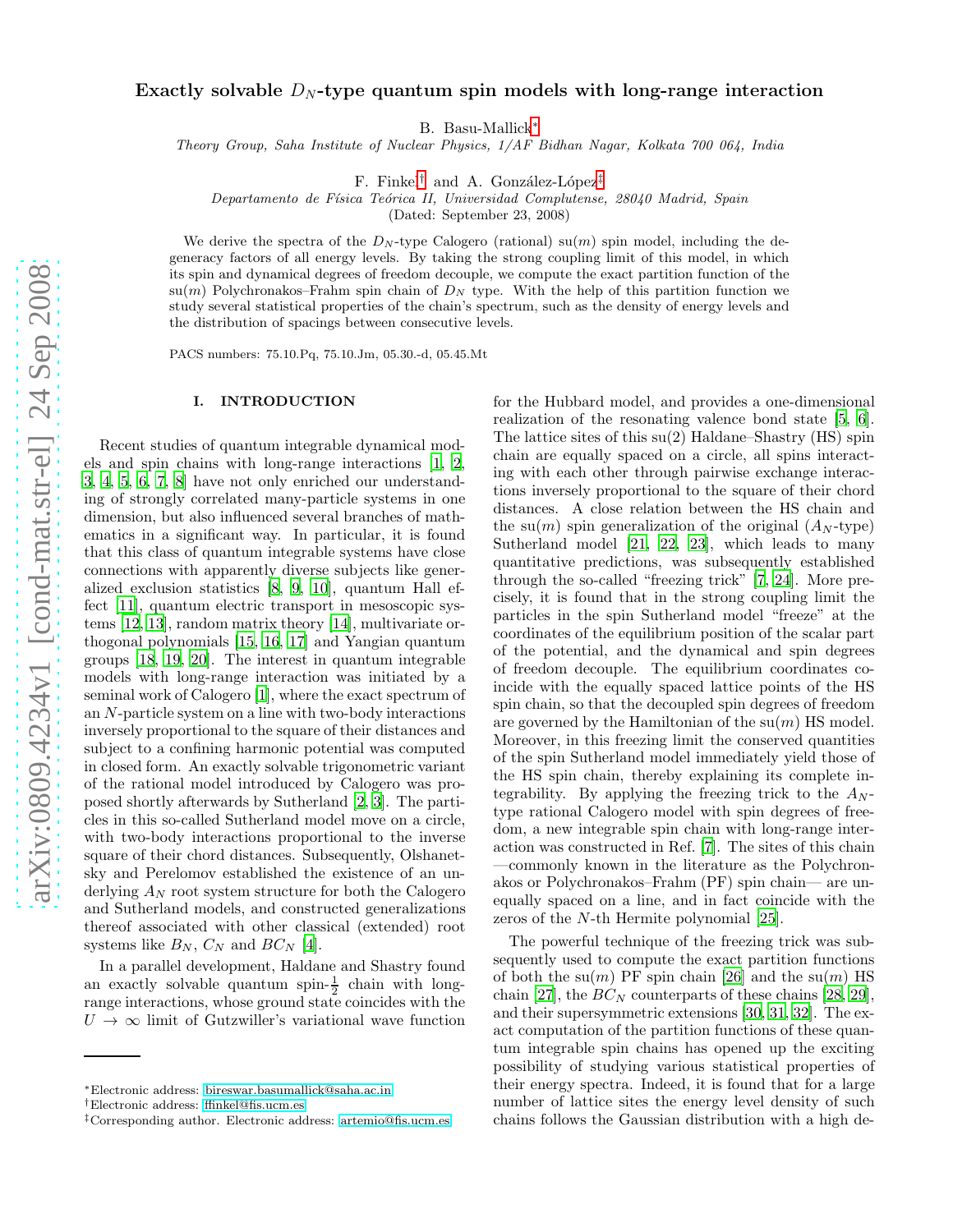# Exactly solvable $D_N$-type quantum spin models with long-range interaction

B. Basu-Mallick[*]

*Theory Group, Saha Institute of Nuclear Physics, 1/AF Bidhan Nagar, Kolkata 700 064, India*

F. Finkel[†] and A. González-López[‡]

*Departamento de Física Teórica II, Universidad Complutense, 28040 Madrid, Spain*

(Dated: September 23, 2008)

We derive the spectra of the $D_N$-type Calogero (rational) su($m$) spin model, including the degeneracy factors of all energy levels. By taking the strong coupling limit of this model, in which its spin and dynamical degrees of freedom decouple, we compute the exact partition function of the su($m$) Polychronakos–Frahm spin chain of $D_N$ type. With the help of this partition function we study several statistical properties of the chain's spectrum, such as the density of energy levels and the distribution of spacings between consecutive levels.

PACS numbers: 75.10.Pq, 75.10.Jm, 05.30.-d, 05.45.Mt

## I. INTRODUCTION

Recent studies of quantum integrable dynamical models and spin chains with long-range interactions [1, 2, 3, 4, 5, 6, 7, 8] have not only enriched our understanding of strongly correlated many-particle systems in one dimension, but also influenced several branches of mathematics in a significant way. In particular, it is found that this class of quantum integrable systems have close connections with apparently diverse subjects like generalized exclusion statistics [8, 9, 10], quantum Hall effect [11], quantum electric transport in mesoscopic systems [12, 13], random matrix theory [14], multivariate orthogonal polynomials [15, 16, 17] and Yangian quantum groups [18, 19, 20]. The interest in quantum integrable models with long-range interaction was initiated by a seminal work of Calogero [1], where the exact spectrum of an $N$-particle system on a line with two-body interactions inversely proportional to the square of their distances and subject to a confining harmonic potential was computed in closed form. An exactly solvable trigonometric variant of the rational model introduced by Calogero was proposed shortly afterwards by Sutherland [2, 3]. The particles in this so-called Sutherland model move on a circle, with two-body interactions proportional to the inverse square of their chord distances. Subsequently, Olshanetsky and Perelomov established the existence of an underlying $A_N$ root system structure for both the Calogero and Sutherland models, and constructed generalizations thereof associated with other classical (extended) root systems like $B_N$, $C_N$ and $BC_N$ [4].

In a parallel development, Haldane and Shastry found an exactly solvable quantum spin-$\frac{1}{2}$ chain with long-range interactions, whose ground state coincides with the $U \to \infty$ limit of Gutzwiller's variational wave function for the Hubbard model, and provides a one-dimensional realization of the resonating valence bond state [5, 6]. The lattice sites of this su(2) Haldane–Shastry (HS) spin chain are equally spaced on a circle, all spins interacting with each other through pairwise exchange interactions inversely proportional to the square of their chord distances. A close relation between the HS chain and the su($m$) spin generalization of the original ($A_N$-type) Sutherland model [21, 22, 23], which leads to many quantitative predictions, was subsequently established through the so-called "freezing trick" [7, 24]. More precisely, it is found that in the strong coupling limit the particles in the spin Sutherland model "freeze" at the coordinates of the equilibrium position of the scalar part of the potential, and the dynamical and spin degrees of freedom decouple. The equilibrium coordinates coincide with the equally spaced lattice points of the HS spin chain, so that the decoupled spin degrees of freedom are governed by the Hamiltonian of the su($m$) HS model. Moreover, in this freezing limit the conserved quantities of the spin Sutherland model immediately yield those of the HS spin chain, thereby explaining its complete integrability. By applying the freezing trick to the $A_N$-type rational Calogero model with spin degrees of freedom, a new integrable spin chain with long-range interaction was constructed in Ref. [7]. The sites of this chain —commonly known in the literature as the Polychronakos or Polychronakos–Frahm (PF) spin chain— are unequally spaced on a line, and in fact coincide with the zeros of the $N$-th Hermite polynomial [25].

The powerful technique of the freezing trick was subsequently used to compute the exact partition functions of both the su($m$) PF spin chain [26] and the su($m$) HS chain [27], the $BC_N$ counterparts of these chains [28, 29], and their supersymmetric extensions [30, 31, 32]. The exact computation of the partition functions of these quantum integrable spin chains has opened up the exciting possibility of studying various statistical properties of their energy spectra. Indeed, it is found that for a large number of lattice sites the energy level density of such chains follows the Gaussian distribution with a high de-

[*]Electronic address: bireswar.basumallick@saha.ac.in

[†]Electronic address: ffinkel@fis.ucm.es

[‡]Corresponding author. Electronic address: artemio@fis.ucm.es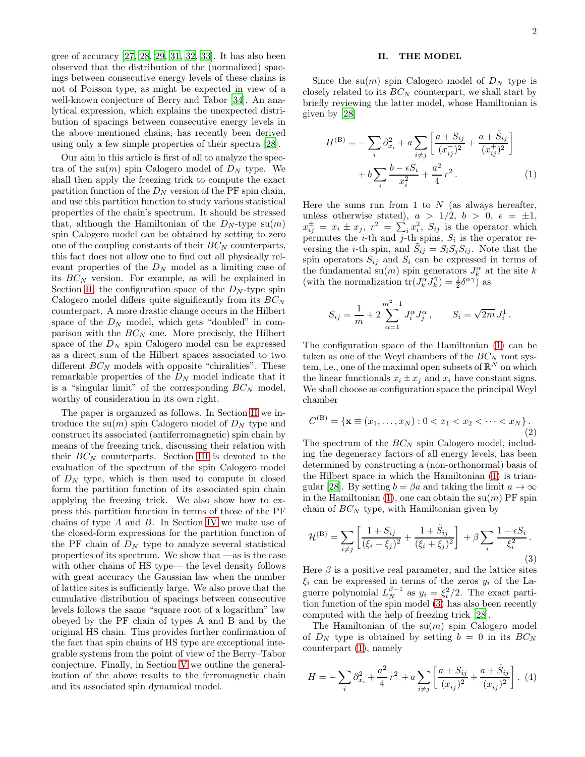gree of accuracy [27, 28, 29, 31, 32, 33]. It has also been observed that the distribution of the (normalized) spacings between consecutive energy levels of these chains is not of Poisson type, as might be expected in view of a well-known conjecture of Berry and Tabor [34]. An analytical expression, which explains the unexpected distribution of spacings between consecutive energy levels in the above mentioned chains, has recently been derived using only a few simple properties of their spectra [28].

Our aim in this article is first of all to analyze the spectra of the su($m$) spin Calogero model of $D_N$ type. We shall then apply the freezing trick to compute the exact partition function of the $D_N$ version of the PF spin chain, and use this partition function to study various statistical properties of the chain's spectrum. It should be stressed that, although the Hamiltonian of the $D_N$-type su($m$) spin Calogero model can be obtained by setting to zero one of the coupling constants of their $BC_N$ counterparts, this fact does not allow one to find out all physically relevant properties of the $D_N$ model as a limiting case of its $BC_N$ version. For example, as will be explained in Section II, the configuration space of the $D_N$-type spin Calogero model differs quite significantly from its $BC_N$ counterpart. A more drastic change occurs in the Hilbert space of the $D_N$ model, which gets "doubled" in comparison with the $BC_N$ one. More precisely, the Hilbert space of the $D_N$ spin Calogero model can be expressed as a direct sum of the Hilbert spaces associated to two different $BC_N$ models with opposite "chiralities". These remarkable properties of the $D_N$ model indicate that it is a "singular limit" of the corresponding $BC_N$ model, worthy of consideration in its own right.

The paper is organized as follows. In Section II we introduce the su($m$) spin Calogero model of $D_N$ type and construct its associated (antiferromagnetic) spin chain by means of the freezing trick, discussing their relation with their $BC_N$ counterparts. Section III is devoted to the evaluation of the spectrum of the spin Calogero model of $D_N$ type, which is then used to compute in closed form the partition function of its associated spin chain applying the freezing trick. We also show how to express this partition function in terms of those of the PF chains of type $A$ and $B$. In Section IV we make use of the closed-form expressions for the partition function of the PF chain of $D_N$ type to analyze several statistical properties of its spectrum. We show that —as is the case with other chains of HS type— the level density follows with great accuracy the Gaussian law when the number of lattice sites is sufficiently large. We also prove that the cumulative distribution of spacings between consecutive levels follows the same "square root of a logarithm" law obeyed by the PF chain of types A and B and by the original HS chain. This provides further confirmation of the fact that spin chains of HS type are exceptional integrable systems from the point of view of the Berry–Tabor conjecture. Finally, in Section V we outline the generalization of the above results to the ferromagnetic chain and its associated spin dynamical model.

## II. THE MODEL

Since the su($m$) spin Calogero model of $D_N$ type is closely related to its $BC_N$ counterpart, we shall start by briefly reviewing the latter model, whose Hamiltonian is given by [28]

$$H^{(\mathrm{B})} = -\sum_i \partial_{x_i}^2 + a\sum_{i\neq j}\left[\frac{a+S_{ij}}{(x_{ij}^-)^2} + \frac{a+\tilde{S}_{ij}}{(x_{ij}^+)^2}\right] + b\sum_i \frac{b-\epsilon S_i}{x_i^2} + \frac{a^2}{4}\,r^2\,. \tag{1}$$

Here the sums run from 1 to $N$ (as always hereafter, unless otherwise stated), $a > 1/2$, $b > 0$, $\epsilon = \pm 1$, $x_{ij}^{\pm} = x_i \pm x_j$, $r^2 = \sum_i x_i^2$, $S_{ij}$ is the operator which permutes the $i$-th and $j$-th spins, $S_i$ is the operator reversing the $i$-th spin, and $\tilde{S}_{ij} = S_i S_j S_{ij}$. Note that the spin operators $S_{ij}$ and $S_i$ can be expressed in terms of the fundamental su($m$) spin generators $J_k^\alpha$ at the site $k$ (with the normalization $\operatorname{tr}(J_k^\alpha J_k^\gamma) = \frac{1}{2}\delta^{\alpha\gamma}$) as

$$S_{ij} = \frac{1}{m} + 2\sum_{\alpha=1}^{m^2-1} J_i^\alpha J_j^\alpha\,, \qquad S_i = \sqrt{2m}\,J_i^1\,.$$

The configuration space of the Hamiltonian (1) can be taken as one of the Weyl chambers of the $BC_N$ root system, i.e., one of the maximal open subsets of $\mathbb{R}^N$ on which the linear functionals $x_i \pm x_j$ and $x_i$ have constant signs. We shall choose as configuration space the principal Weyl chamber

$$C^{(\mathrm{B})} = \{\mathbf{x} \equiv (x_1,\dots,x_N) : 0 < x_1 < x_2 < \cdots < x_N\}\,. \tag{2}$$

The spectrum of the $BC_N$ spin Calogero model, including the degeneracy factors of all energy levels, has been determined by constructing a (non-orthonormal) basis of the Hilbert space in which the Hamiltonian (1) is triangular [28]. By setting $b = \beta a$ and taking the limit $a \to \infty$ in the Hamiltonian (1), one can obtain the su($m$) PF spin chain of $BC_N$ type, with Hamiltonian given by

$$\mathcal{H}^{(\mathrm{B})} = \sum_{i\neq j}\left[\frac{1+S_{ij}}{(\xi_i-\xi_j)^2} + \frac{1+\tilde{S}_{ij}}{(\xi_i+\xi_j)^2}\right] + \beta\sum_i \frac{1-\epsilon S_i}{\xi_i^2}\,. \tag{3}$$

Here $\beta$ is a positive real parameter, and the lattice sites $\xi_i$ can be expressed in terms of the zeros $y_i$ of the Laguerre polynomial $L_N^{\beta-1}$ as $y_i = \xi_i^2/2$. The exact partition function of the spin model (3) has also been recently computed with the help of freezing trick [28].

The Hamiltonian of the su($m$) spin Calogero model of $D_N$ type is obtained by setting $b = 0$ in its $BC_N$ counterpart (1), namely

$$H = -\sum_i \partial_{x_i}^2 + \frac{a^2}{4}\,r^2 + a\sum_{i\neq j}\left[\frac{a+S_{ij}}{(x_{ij}^-)^2} + \frac{a+\tilde{S}_{ij}}{(x_{ij}^+)^2}\right]. \tag{4}$$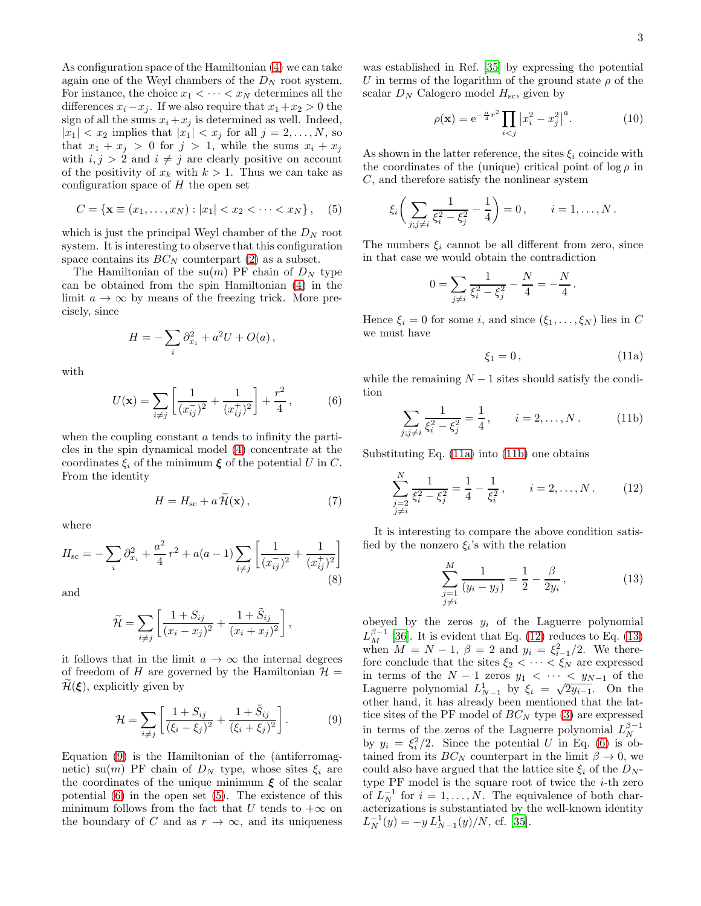As configuration space of the Hamiltonian (4) we can take again one of the Weyl chambers of the $D_N$ root system. For instance, the choice $x_1 < \cdots < x_N$ determines all the differences $x_i - x_j$. If we also require that $x_1 + x_2 > 0$ the sign of all the sums $x_i + x_j$ is determined as well. Indeed, $|x_1| < x_2$ implies that $|x_1| < x_j$ for all $j = 2, \dots, N$, so that $x_1 + x_j > 0$ for $j > 1$, while the sums $x_i + x_j$ with $i, j > 2$ and $i \neq j$ are clearly positive on account of the positivity of $x_k$ with $k > 1$. Thus we can take as configuration space of $H$ the open set

$$C = \{\mathbf{x} \equiv (x_1, \dots, x_N) : |x_1| < x_2 < \cdots < x_N\}, \quad (5)$$

which is just the principal Weyl chamber of the $D_N$ root system. It is interesting to observe that this configuration space contains its $BC_N$ counterpart (2) as a subset.

The Hamiltonian of the su($m$) PF chain of $D_N$ type can be obtained from the spin Hamiltonian (4) in the limit $a \to \infty$ by means of the freezing trick. More precisely, since

$$H = -\sum_i \partial_{x_i}^2 + a^2 U + O(a),$$

with

$$U(\mathbf{x}) = \sum_{i \neq j} \left[ \frac{1}{(x_{ij}^-)^2} + \frac{1}{(x_{ij}^+)^2} \right] + \frac{r^2}{4}, \quad (6)$$

when the coupling constant $a$ tends to infinity the particles in the spin dynamical model (4) concentrate at the coordinates $\xi_i$ of the minimum $\boldsymbol{\xi}$ of the potential $U$ in $C$. From the identity

$$H = H_{\rm sc} + a\, \widetilde{\mathcal{H}}(\mathbf{x}), \quad (7)$$

where

$$H_{\rm sc} = -\sum_i \partial_{x_i}^2 + \frac{a^2}{4} r^2 + a(a-1) \sum_{i \neq j} \left[ \frac{1}{(x_{ij}^-)^2} + \frac{1}{(x_{ij}^+)^2} \right] \quad (8)$$

and

$$\widetilde{\mathcal{H}} = \sum_{i \neq j} \left[ \frac{1 + S_{ij}}{(x_i - x_j)^2} + \frac{1 + \tilde{S}_{ij}}{(x_i + x_j)^2} \right],$$

it follows that in the limit $a \to \infty$ the internal degrees of freedom of $H$ are governed by the Hamiltonian $\mathcal{H} = \widetilde{\mathcal{H}}(\boldsymbol{\xi})$, explicitly given by

$$\mathcal{H} = \sum_{i \neq j} \left[ \frac{1 + S_{ij}}{(\xi_i - \xi_j)^2} + \frac{1 + \tilde{S}_{ij}}{(\xi_i + \xi_j)^2} \right]. \quad (9)$$

Equation (9) is the Hamiltonian of the (antiferromagnetic) su($m$) PF chain of $D_N$ type, whose sites $\xi_i$ are the coordinates of the unique minimum $\boldsymbol{\xi}$ of the scalar potential (6) in the open set (5). The existence of this minimum follows from the fact that $U$ tends to $+\infty$ on the boundary of $C$ and as $r \to \infty$, and its uniqueness was established in Ref. [35] by expressing the potential $U$ in terms of the logarithm of the ground state $\rho$ of the scalar $D_N$ Calogero model $H_{\rm sc}$, given by

$$\rho(\mathbf{x}) = \mathrm{e}^{-\frac{a}{4} r^2} \prod_{i<j} \left| x_i^2 - x_j^2 \right|^a. \quad (10)$$

As shown in the latter reference, the sites $\xi_i$ coincide with the coordinates of the (unique) critical point of $\log \rho$ in $C$, and therefore satisfy the nonlinear system

$$\xi_i \bigg( \sum_{j; j \neq i} \frac{1}{\xi_i^2 - \xi_j^2} - \frac{1}{4} \bigg) = 0, \qquad i = 1, \dots, N.$$

The numbers $\xi_i$ cannot be all different from zero, since in that case we would obtain the contradiction

$$0 = \sum_{j \neq i} \frac{1}{\xi_i^2 - \xi_j^2} - \frac{N}{4} = -\frac{N}{4}.$$

Hence $\xi_i = 0$ for some $i$, and since $(\xi_1, \dots, \xi_N)$ lies in $C$ we must have

$$\xi_1 = 0, \quad (11a)$$

while the remaining $N-1$ sites should satisfy the condition

$$\sum_{j; j \neq i} \frac{1}{\xi_i^2 - \xi_j^2} = \frac{1}{4}, \qquad i = 2, \dots, N. \quad (11b)$$

Substituting Eq. (11a) into (11b) one obtains

$$\sum_{\substack{j=2 \\ j \neq i}}^{N} \frac{1}{\xi_i^2 - \xi_j^2} = \frac{1}{4} - \frac{1}{\xi_i^2}, \qquad i = 2, \dots, N. \quad (12)$$

It is interesting to compare the above condition satisfied by the nonzero $\xi_i$'s with the relation

$$\sum_{\substack{j=1 \\ j \neq i}}^{M} \frac{1}{(y_i - y_j)} = \frac{1}{2} - \frac{\beta}{2 y_i}, \quad (13)$$

obeyed by the zeros $y_i$ of the Laguerre polynomial $L_M^{\beta-1}$ [36]. It is evident that Eq. (12) reduces to Eq. (13) when $M = N-1$, $\beta = 2$ and $y_i = \xi_{i-1}^2/2$. We therefore conclude that the sites $\xi_2 < \cdots < \xi_N$ are expressed in terms of the $N-1$ zeros $y_1 < \cdots < y_{N-1}$ of the Laguerre polynomial $L_{N-1}^1$ by $\xi_i = \sqrt{2 y_{i-1}}$. On the other hand, it has already been mentioned that the lattice sites of the PF model of $BC_N$ type (3) are expressed in terms of the zeros of the Laguerre polynomial $L_N^{\beta-1}$ by $y_i = \xi_i^2/2$. Since the potential $U$ in Eq. (6) is obtained from its $BC_N$ counterpart in the limit $\beta \to 0$, we could also have argued that the lattice site $\xi_i$ of the $D_N$-type PF model is the square root of twice the $i$-th zero of $L_N^{-1}$ for $i = 1, \dots, N$. The equivalence of both characterizations is substantiated by the well-known identity $L_N^{-1}(y) = -y\, L_{N-1}^1(y)/N$, cf. [35].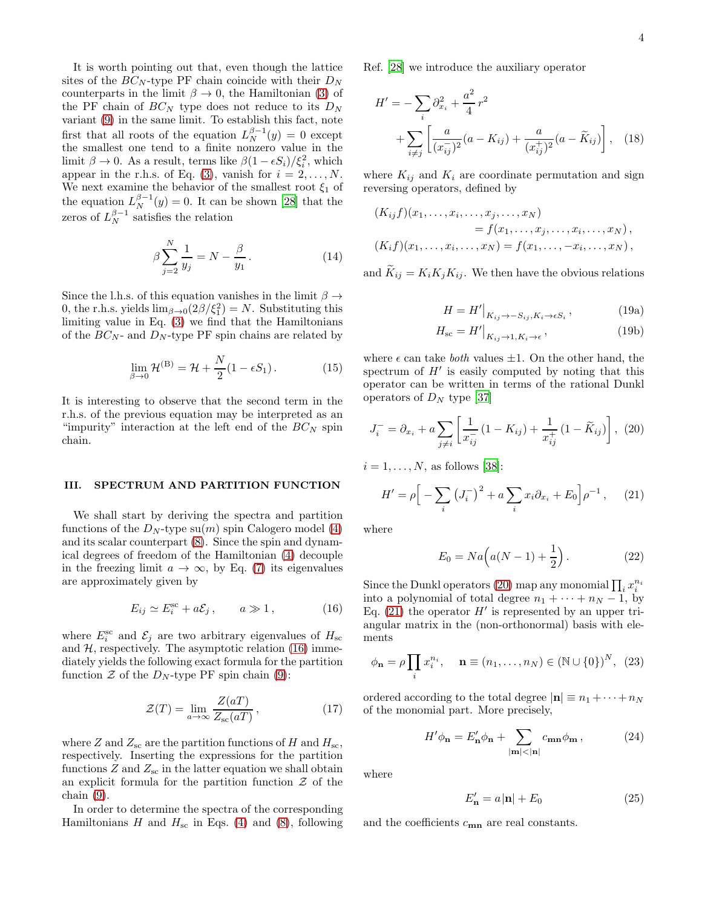It is worth pointing out that, even though the lattice sites of the $BC_N$-type PF chain coincide with their $D_N$ counterparts in the limit $\beta \to 0$, the Hamiltonian (3) of the PF chain of $BC_N$ type does not reduce to its $D_N$ variant (9) in the same limit. To establish this fact, note first that all roots of the equation $L_N^{\beta-1}(y) = 0$ except the smallest one tend to a finite nonzero value in the limit $\beta \to 0$. As a result, terms like $\beta(1 - \epsilon S_i)/\xi_i^2$, which appear in the r.h.s. of Eq. (3), vanish for $i = 2, \dots, N$. We next examine the behavior of the smallest root $\xi_1$ of the equation $L_N^{\beta-1}(y) = 0$. It can be shown [28] that the zeros of $L_N^{\beta-1}$ satisfies the relation

$$\beta \sum_{j=2}^{N} \frac{1}{y_j} = N - \frac{\beta}{y_1} . \tag{14}$$

Since the l.h.s. of this equation vanishes in the limit $\beta \to 0$, the r.h.s. yields $\lim_{\beta\to 0}(2\beta/\xi_1^2) = N$. Substituting this limiting value in Eq. (3) we find that the Hamiltonians of the $BC_N$- and $D_N$-type PF spin chains are related by

$$\lim_{\beta\to 0} \mathcal{H}^{(\mathrm{B})} = \mathcal{H} + \frac{N}{2}(1 - \epsilon S_1) . \tag{15}$$

It is interesting to observe that the second term in the r.h.s. of the previous equation may be interpreted as an "impurity" interaction at the left end of the $BC_N$ spin chain.

## III. SPECTRUM AND PARTITION FUNCTION

We shall start by deriving the spectra and partition functions of the $D_N$-type su($m$) spin Calogero model (4) and its scalar counterpart (8). Since the spin and dynamical degrees of freedom of the Hamiltonian (4) decouple in the freezing limit $a \to \infty$, by Eq. (7) its eigenvalues are approximately given by

$$E_{ij} \simeq E_i^{\mathrm{sc}} + a\mathcal{E}_j , \qquad a \gg 1 , \tag{16}$$

where $E_i^{\mathrm{sc}}$ and $\mathcal{E}_j$ are two arbitrary eigenvalues of $H_{\mathrm{sc}}$ and $\mathcal{H}$, respectively. The asymptotic relation (16) immediately yields the following exact formula for the partition function $\mathcal{Z}$ of the $D_N$-type PF spin chain (9):

$$\mathcal{Z}(T) = \lim_{a\to\infty} \frac{Z(aT)}{Z_{\mathrm{sc}}(aT)} , \tag{17}$$

where $Z$ and $Z_{\mathrm{sc}}$ are the partition functions of $H$ and $H_{\mathrm{sc}}$, respectively. Inserting the expressions for the partition functions $Z$ and $Z_{\mathrm{sc}}$ in the latter equation we shall obtain an explicit formula for the partition function $\mathcal{Z}$ of the chain (9).

In order to determine the spectra of the corresponding Hamiltonians $H$ and $H_{\mathrm{sc}}$ in Eqs. (4) and (8), following Ref. [28] we introduce the auxiliary operator

$$H' = -\sum_i \partial_{x_i}^2 + \frac{a^2}{4} r^2 + \sum_{i\neq j} \left[ \frac{a}{(x_{ij}^-)^2}(a - K_{ij}) + \frac{a}{(x_{ij}^+)^2}(a - \widetilde{K}_{ij}) \right] , \tag{18}$$

where $K_{ij}$ and $K_i$ are coordinate permutation and sign reversing operators, defined by

$$(K_{ij}f)(x_1, \dots, x_i, \dots, x_j, \dots, x_N) = f(x_1, \dots, x_j, \dots, x_i, \dots, x_N) ,$$
$$(K_i f)(x_1, \dots, x_i, \dots, x_N) = f(x_1, \dots, -x_i, \dots, x_N) ,$$

and $\widetilde{K}_{ij} = K_i K_j K_{ij}$. We then have the obvious relations

$$H = H'\big|_{K_{ij}\to -S_{ij}, K_i \to \epsilon S_i} , \tag{19a}$$

$$H_{\mathrm{sc}} = H'\big|_{K_{ij}\to 1, K_i\to\epsilon} , \tag{19b}$$

where $\epsilon$ can take *both* values $\pm 1$. On the other hand, the spectrum of $H'$ is easily computed by noting that this operator can be written in terms of the rational Dunkl operators of $D_N$ type [37]

$$J_i^- = \partial_{x_i} + a \sum_{j\neq i} \left[ \frac{1}{x_{ij}^-}(1 - K_{ij}) + \frac{1}{x_{ij}^+}(1 - \widetilde{K}_{ij}) \right] , \tag{20}$$

$i = 1, \dots, N$, as follows [38]:

$$H' = \rho \Big[ -\sum_i \left(J_i^-\right)^2 + a \sum_i x_i \partial_{x_i} + E_0 \Big] \rho^{-1} , \tag{21}$$

where

$$E_0 = Na\Big(a(N-1) + \frac{1}{2}\Big) . \tag{22}$$

Since the Dunkl operators (20) map any monomial $\prod_i x_i^{n_i}$ into a polynomial of total degree $n_1 + \dots + n_N - 1$, by Eq. (21) the operator $H'$ is represented by an upper triangular matrix in the (non-orthonormal) basis with elements

$$\phi_{\mathbf{n}} = \rho \prod_i x_i^{n_i} , \quad \mathbf{n} \equiv (n_1, \dots, n_N) \in (\mathbb{N} \cup \{0\})^N , \tag{23}$$

ordered according to the total degree $|\mathbf{n}| \equiv n_1 + \dots + n_N$ of the monomial part. More precisely,

$$H'\phi_{\mathbf{n}} = E'_{\mathbf{n}}\phi_{\mathbf{n}} + \sum_{|\mathbf{m}|<|\mathbf{n}|} c_{\mathbf{mn}}\phi_{\mathbf{m}} , \tag{24}$$

where

$$E'_{\mathbf{n}} = a|\mathbf{n}| + E_0 \tag{25}$$

and the coefficients $c_{\mathbf{mn}}$ are real constants.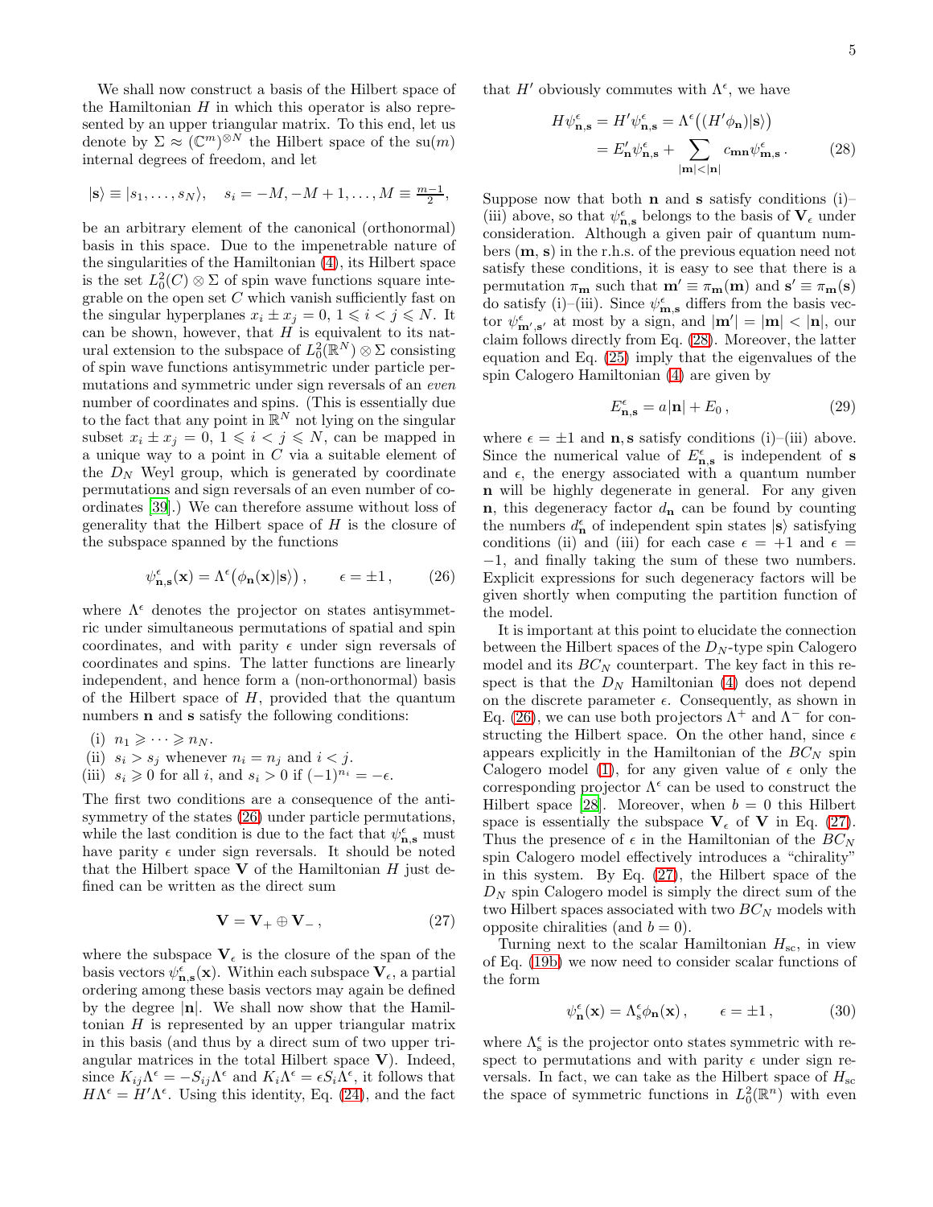We shall now construct a basis of the Hilbert space of the Hamiltonian $H$ in which this operator is also represented by an upper triangular matrix. To this end, let us denote by $\Sigma \approx (\mathbb{C}^m)^{\otimes N}$ the Hilbert space of the su($m$) internal degrees of freedom, and let

$$|\mathbf{s}\rangle \equiv |s_1, \dots, s_N\rangle, \quad s_i = -M, -M+1, \dots, M \equiv \tfrac{m-1}{2},$$

be an arbitrary element of the canonical (orthonormal) basis in this space. Due to the impenetrable nature of the singularities of the Hamiltonian (4), its Hilbert space is the set $L_0^2(C) \otimes \Sigma$ of spin wave functions square integrable on the open set $C$ which vanish sufficiently fast on the singular hyperplanes $x_i \pm x_j = 0$, $1 \leqslant i < j \leqslant N$. It can be shown, however, that $H$ is equivalent to its natural extension to the subspace of $L_0^2(\mathbb{R}^N) \otimes \Sigma$ consisting of spin wave functions antisymmetric under particle permutations and symmetric under sign reversals of an *even* number of coordinates and spins. (This is essentially due to the fact that any point in $\mathbb{R}^N$ not lying on the singular subset $x_i \pm x_j = 0$, $1 \leqslant i < j \leqslant N$, can be mapped in a unique way to a point in $C$ via a suitable element of the $D_N$ Weyl group, which is generated by coordinate permutations and sign reversals of an even number of coordinates [39].) We can therefore assume without loss of generality that the Hilbert space of $H$ is the closure of the subspace spanned by the functions

$$\psi^{\epsilon}_{\mathbf{n},\mathbf{s}}(\mathbf{x}) = \Lambda^{\epsilon}\big(\phi_{\mathbf{n}}(\mathbf{x})|\mathbf{s}\rangle\big), \qquad \epsilon = \pm 1, \tag{26}$$

where $\Lambda^{\epsilon}$ denotes the projector on states antisymmetric under simultaneous permutations of spatial and spin coordinates, and with parity $\epsilon$ under sign reversals of coordinates and spins. The latter functions are linearly independent, and hence form a (non-orthonormal) basis of the Hilbert space of $H$, provided that the quantum numbers $\mathbf{n}$ and $\mathbf{s}$ satisfy the following conditions:

(i) $n_1 \geqslant \dots \geqslant n_N$.

(ii) $s_i > s_j$ whenever $n_i = n_j$ and $i < j$.

(iii) $s_i \geqslant 0$ for all $i$, and $s_i > 0$ if $(-1)^{n_i} = -\epsilon$.

The first two conditions are a consequence of the antisymmetry of the states (26) under particle permutations, while the last condition is due to the fact that $\psi^{\epsilon}_{\mathbf{n},\mathbf{s}}$ must have parity $\epsilon$ under sign reversals. It should be noted that the Hilbert space $\mathbf{V}$ of the Hamiltonian $H$ just defined can be written as the direct sum

$$\mathbf{V} = \mathbf{V}_{+} \oplus \mathbf{V}_{-}, \tag{27}$$

where the subspace $\mathbf{V}_{\epsilon}$ is the closure of the span of the basis vectors $\psi^{\epsilon}_{\mathbf{n},\mathbf{s}}(\mathbf{x})$. Within each subspace $\mathbf{V}_{\epsilon}$, a partial ordering among these basis vectors may again be defined by the degree $|\mathbf{n}|$. We shall now show that the Hamiltonian $H$ is represented by an upper triangular matrix in this basis (and thus by a direct sum of two upper triangular matrices in the total Hilbert space $\mathbf{V}$). Indeed, since $K_{ij}\Lambda^{\epsilon} = -S_{ij}\Lambda^{\epsilon}$ and $K_i\Lambda^{\epsilon} = \epsilon S_i \Lambda^{\epsilon}$, it follows that $H\Lambda^{\epsilon} = H'\Lambda^{\epsilon}$. Using this identity, Eq. (24), and the fact that $H'$ obviously commutes with $\Lambda^{\epsilon}$, we have

$$\begin{aligned} H\psi^{\epsilon}_{\mathbf{n},\mathbf{s}} = H'\psi^{\epsilon}_{\mathbf{n},\mathbf{s}} &= \Lambda^{\epsilon}\big((H'\phi_{\mathbf{n}})|\mathbf{s}\rangle\big) \\ &= E'_{\mathbf{n}}\psi^{\epsilon}_{\mathbf{n},\mathbf{s}} + \sum_{|\mathbf{m}|<|\mathbf{n}|} c_{\mathbf{mn}}\psi^{\epsilon}_{\mathbf{m},\mathbf{s}}\,. \end{aligned} \tag{28}$$

Suppose now that both $\mathbf{n}$ and $\mathbf{s}$ satisfy conditions (i)–(iii) above, so that $\psi^{\epsilon}_{\mathbf{n},\mathbf{s}}$ belongs to the basis of $\mathbf{V}_{\epsilon}$ under consideration. Although a given pair of quantum numbers $(\mathbf{m},\mathbf{s})$ in the r.h.s. of the previous equation need not satisfy these conditions, it is easy to see that there is a permutation $\pi_{\mathbf{m}}$ such that $\mathbf{m}' \equiv \pi_{\mathbf{m}}(\mathbf{m})$ and $\mathbf{s}' \equiv \pi_{\mathbf{m}}(\mathbf{s})$ do satisfy (i)–(iii). Since $\psi^{\epsilon}_{\mathbf{m},\mathbf{s}}$ differs from the basis vector $\psi^{\epsilon}_{\mathbf{m}',\mathbf{s}'}$ at most by a sign, and $|\mathbf{m}'| = |\mathbf{m}| < |\mathbf{n}|$, our claim follows directly from Eq. (28). Moreover, the latter equation and Eq. (25) imply that the eigenvalues of the spin Calogero Hamiltonian (4) are given by

$$E^{\epsilon}_{\mathbf{n},\mathbf{s}} = a|\mathbf{n}| + E_0\,, \tag{29}$$

where $\epsilon = \pm 1$ and $\mathbf{n},\mathbf{s}$ satisfy conditions (i)–(iii) above. Since the numerical value of $E^{\epsilon}_{\mathbf{n},\mathbf{s}}$ is independent of $\mathbf{s}$ and $\epsilon$, the energy associated with a quantum number $\mathbf{n}$ will be highly degenerate in general. For any given $\mathbf{n}$, this degeneracy factor $d_{\mathbf{n}}$ can be found by counting the numbers $d^{\epsilon}_{\mathbf{n}}$ of independent spin states $|\mathbf{s}\rangle$ satisfying conditions (ii) and (iii) for each case $\epsilon = +1$ and $\epsilon = -1$, and finally taking the sum of these two numbers. Explicit expressions for such degeneracy factors will be given shortly when computing the partition function of the model.

It is important at this point to elucidate the connection between the Hilbert spaces of the $D_N$-type spin Calogero model and its $BC_N$ counterpart. The key fact in this respect is that the $D_N$ Hamiltonian (4) does not depend on the discrete parameter $\epsilon$. Consequently, as shown in Eq. (26), we can use both projectors $\Lambda^+$ and $\Lambda^-$ for constructing the Hilbert space. On the other hand, since $\epsilon$ appears explicitly in the Hamiltonian of the $BC_N$ spin Calogero model (1), for any given value of $\epsilon$ only the corresponding projector $\Lambda^{\epsilon}$ can be used to construct the Hilbert space [28]. Moreover, when $b = 0$ this Hilbert space is essentially the subspace $\mathbf{V}_{\epsilon}$ of $\mathbf{V}$ in Eq. (27). Thus the presence of $\epsilon$ in the Hamiltonian of the $BC_N$ spin Calogero model effectively introduces a "chirality" in this system. By Eq. (27), the Hilbert space of the $D_N$ spin Calogero model is simply the direct sum of the two Hilbert spaces associated with two $BC_N$ models with opposite chiralities (and $b = 0$).

Turning next to the scalar Hamiltonian $H_{\mathrm{sc}}$, in view of Eq. (19b) we now need to consider scalar functions of the form

$$\psi^{\epsilon}_{\mathbf{n}}(\mathbf{x}) = \Lambda^{\epsilon}_{\mathrm{s}}\phi_{\mathbf{n}}(\mathbf{x})\,, \qquad \epsilon = \pm 1, \tag{30}$$

where $\Lambda^{\epsilon}_{\mathrm{s}}$ is the projector onto states symmetric with respect to permutations and with parity $\epsilon$ under sign reversals. In fact, we can take as the Hilbert space of $H_{\mathrm{sc}}$ the space of symmetric functions in $L_0^2(\mathbb{R}^n)$ with even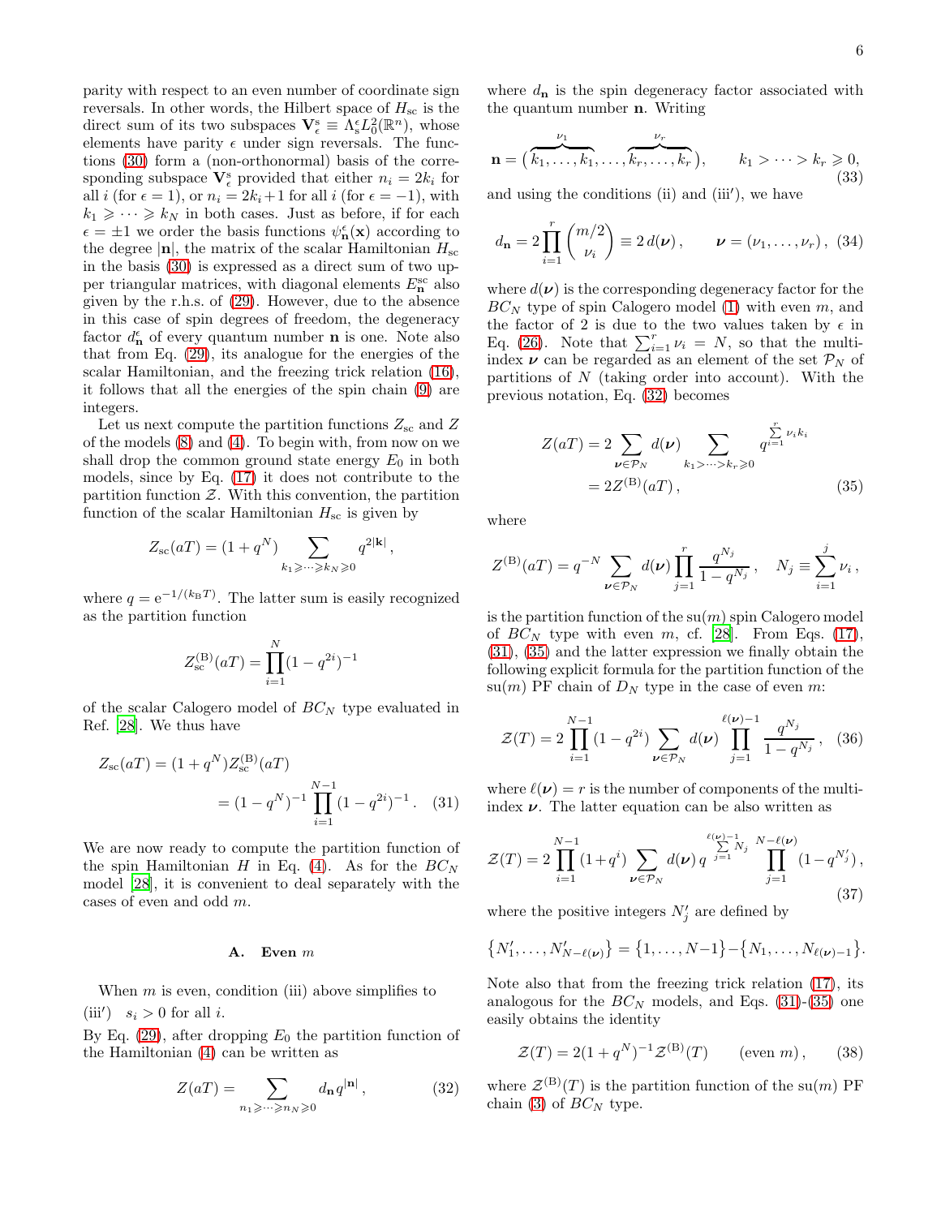parity with respect to an even number of coordinate sign reversals. In other words, the Hilbert space of $H_{\rm sc}$ is the direct sum of its two subspaces $\mathbf{V}^{\rm s}_\epsilon \equiv \Lambda^\epsilon_{\rm s} L^2_0(\mathbb{R}^n)$, whose elements have parity $\epsilon$ under sign reversals. The functions (30) form a (non-orthonormal) basis of the corresponding subspace $\mathbf{V}^{\rm s}_\epsilon$ provided that either $n_i = 2k_i$ for all $i$ (for $\epsilon = 1$), or $n_i = 2k_i+1$ for all $i$ (for $\epsilon = -1$), with $k_1 \geqslant \cdots \geqslant k_N$ in both cases. Just as before, if for each $\epsilon = \pm 1$ we order the basis functions $\psi^\epsilon_{\mathbf{n}}(\mathbf{x})$ according to the degree $|\mathbf{n}|$, the matrix of the scalar Hamiltonian $H_{\rm sc}$ in the basis (30) is expressed as a direct sum of two upper triangular matrices, with diagonal elements $E^{\rm sc}_{\mathbf{n}}$ also given by the r.h.s. of (29). However, due to the absence in this case of spin degrees of freedom, the degeneracy factor $d^\epsilon_{\mathbf{n}}$ of every quantum number $\mathbf{n}$ is one. Note also that from Eq. (29), its analogue for the energies of the scalar Hamiltonian, and the freezing trick relation (16), it follows that all the energies of the spin chain (9) are integers.

Let us next compute the partition functions $Z_{\rm sc}$ and $Z$ of the models (8) and (4). To begin with, from now on we shall drop the common ground state energy $E_0$ in both models, since by Eq. (17) it does not contribute to the partition function $\mathcal{Z}$. With this convention, the partition function of the scalar Hamiltonian $H_{\rm sc}$ is given by

$$Z_{\rm sc}(aT) = (1+q^N) \sum_{k_1 \geqslant \cdots \geqslant k_N \geqslant 0} q^{2|\mathbf{k}|}\,,$$

where $q = {\rm e}^{-1/(k_{\rm B}T)}$. The latter sum is easily recognized as the partition function

$$Z^{\rm (B)}_{\rm sc}(aT) = \prod_{i=1}^N (1-q^{2i})^{-1}$$

of the scalar Calogero model of $BC_N$ type evaluated in Ref. [28]. We thus have

$$\begin{aligned} Z_{\rm sc}(aT) &= (1+q^N) Z^{\rm (B)}_{\rm sc}(aT) \\ &= (1-q^N)^{-1} \prod_{i=1}^{N-1} (1-q^{2i})^{-1}\,. \end{aligned} \tag{31}$$

We are now ready to compute the partition function of the spin Hamiltonian $H$ in Eq. (4). As for the $BC_N$ model [28], it is convenient to deal separately with the cases of even and odd $m$.

### A. Even $m$

When $m$ is even, condition (iii) above simplifies to

(iii′) $\quad s_i > 0$ for all $i$.

By Eq. (29), after dropping $E_0$ the partition function of the Hamiltonian (4) can be written as

$$Z(aT) = \sum_{n_1 \geqslant \cdots \geqslant n_N \geqslant 0} d_{\mathbf{n}}\, q^{|\mathbf{n}|}\,, \tag{32}$$

where $d_{\mathbf{n}}$ is the spin degeneracy factor associated with the quantum number $\mathbf{n}$. Writing

$$\mathbf{n} = \big(\overbrace{k_1,\dots,k_1}^{\nu_1}, \dots, \overbrace{k_r,\dots,k_r}^{\nu_r}\big)\,, \qquad k_1 > \cdots > k_r \geqslant 0\,, \tag{33}$$

and using the conditions (ii) and (iii′), we have

$$d_{\mathbf{n}} = 2 \prod_{i=1}^r \binom{m/2}{\nu_i} \equiv 2\, d(\boldsymbol{\nu})\,, \qquad \boldsymbol{\nu} = (\nu_1,\dots,\nu_r)\,, \tag{34}$$

where $d(\boldsymbol{\nu})$ is the corresponding degeneracy factor for the $BC_N$ type of spin Calogero model (1) with even $m$, and the factor of 2 is due to the two values taken by $\epsilon$ in Eq. (26). Note that $\sum_{i=1}^r \nu_i = N$, so that the multi-index $\boldsymbol{\nu}$ can be regarded as an element of the set $\mathcal{P}_N$ of partitions of $N$ (taking order into account). With the previous notation, Eq. (32) becomes

$$\begin{aligned} Z(aT) &= 2 \sum_{\boldsymbol{\nu} \in \mathcal{P}_N} d(\boldsymbol{\nu}) \sum_{k_1 > \cdots > k_r \geqslant 0} q^{\sum_{i=1}^r \nu_i k_i} \\ &= 2 Z^{\rm (B)}(aT)\,, \end{aligned} \tag{35}$$

where

$$Z^{\rm (B)}(aT) = q^{-N} \sum_{\boldsymbol{\nu} \in \mathcal{P}_N} d(\boldsymbol{\nu}) \prod_{j=1}^r \frac{q^{N_j}}{1-q^{N_j}}\,, \quad N_j \equiv \sum_{i=1}^j \nu_i\,,$$

is the partition function of the su($m$) spin Calogero model of $BC_N$ type with even $m$, cf. [28]. From Eqs. (17), (31), (35) and the latter expression we finally obtain the following explicit formula for the partition function of the su($m$) PF chain of $D_N$ type in the case of even $m$:

$$\mathcal{Z}(T) = 2 \prod_{i=1}^{N-1} (1-q^{2i}) \sum_{\boldsymbol{\nu} \in \mathcal{P}_N} d(\boldsymbol{\nu}) \prod_{j=1}^{\ell(\boldsymbol{\nu})-1} \frac{q^{N_j}}{1-q^{N_j}}\,, \tag{36}$$

where $\ell(\boldsymbol{\nu}) = r$ is the number of components of the multi-index $\boldsymbol{\nu}$. The latter equation can be also written as

$$\mathcal{Z}(T) = 2 \prod_{i=1}^{N-1} (1+q^i) \sum_{\boldsymbol{\nu} \in \mathcal{P}_N} d(\boldsymbol{\nu})\, q^{\sum_{j=1}^{\ell(\boldsymbol{\nu})-1} N_j} \prod_{j=1}^{N-\ell(\boldsymbol{\nu})} (1-q^{N'_j})\,, \tag{37}$$

where the positive integers $N'_j$ are defined by

$$\{N'_1,\dots,N'_{N-\ell(\boldsymbol{\nu})}\} = \{1,\dots,N-1\} - \{N_1,\dots,N_{\ell(\boldsymbol{\nu})-1}\}.$$

Note also that from the freezing trick relation (17), its analogous for the $BC_N$ models, and Eqs. (31)-(35) one easily obtains the identity

$$\mathcal{Z}(T) = 2(1+q^N)^{-1} \mathcal{Z}^{\rm (B)}(T) \qquad \text{(even } m\text{)}\,, \tag{38}$$

where $\mathcal{Z}^{\rm (B)}(T)$ is the partition function of the su($m$) PF chain (3) of $BC_N$ type.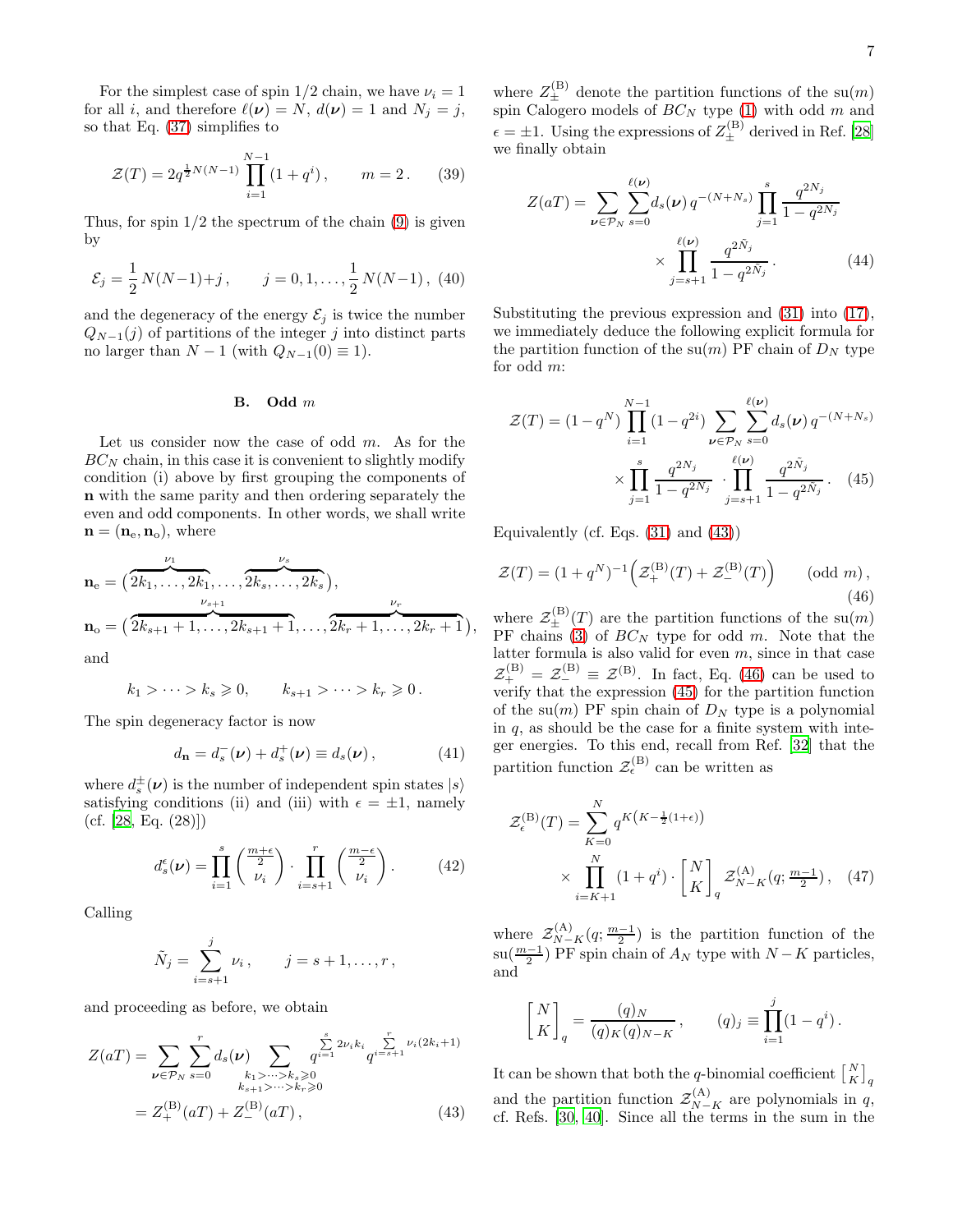For the simplest case of spin 1/2 chain, we have $\nu_i = 1$ for all $i$, and therefore $\ell(\boldsymbol{\nu}) = N$, $d(\boldsymbol{\nu}) = 1$ and $N_j = j$, so that Eq. (37) simplifies to

$$\mathcal{Z}(T) = 2q^{\frac{1}{2}N(N-1)} \prod_{i=1}^{N-1} (1+q^i)\,, \qquad m=2\,. \tag{39}$$

Thus, for spin 1/2 the spectrum of the chain (9) is given by

$$\mathcal{E}_j = \frac{1}{2}\,N(N-1)+j\,, \qquad j=0,1,\ldots,\frac{1}{2}\,N(N-1)\,, \tag{40}$$

and the degeneracy of the energy $\mathcal{E}_j$ is twice the number $Q_{N-1}(j)$ of partitions of the integer $j$ into distinct parts no larger than $N-1$ (with $Q_{N-1}(0) \equiv 1$).

### B. Odd $m$

Let us consider now the case of odd $m$. As for the $BC_N$ chain, in this case it is convenient to slightly modify condition (i) above by first grouping the components of $\mathbf{n}$ with the same parity and then ordering separately the even and odd components. In other words, we shall write $\mathbf{n} = (\mathbf{n}_\mathrm{e}, \mathbf{n}_\mathrm{o})$, where

$$\mathbf{n}_\mathrm{e} = \big(\overbrace{2k_1,\ldots,2k_1}^{\nu_1},\ldots,\overbrace{2k_s,\ldots,2k_s}^{\nu_s}\big),$$

$$\mathbf{n}_\mathrm{o} = \big(\overbrace{2k_{s+1}+1,\ldots,2k_{s+1}+1}^{\nu_{s+1}},\ldots,\overbrace{2k_r+1,\ldots,2k_r+1}^{\nu_r}\big),$$

and

$$k_1 > \cdots > k_s \geqslant 0, \qquad k_{s+1} > \cdots > k_r \geqslant 0\,.$$

The spin degeneracy factor is now

$$d_\mathbf{n} = d_s^-(\boldsymbol{\nu}) + d_s^+(\boldsymbol{\nu}) \equiv d_s(\boldsymbol{\nu})\,, \tag{41}$$

where $d_s^\pm(\boldsymbol{\nu})$ is the number of independent spin states $|s\rangle$ satisfying conditions (ii) and (iii) with $\epsilon = \pm 1$, namely (cf. [28, Eq. (28)])

$$d_s^\epsilon(\boldsymbol{\nu}) = \prod_{i=1}^{s} \binom{\frac{m+\epsilon}{2}}{\nu_i} \cdot \prod_{i=s+1}^{r} \binom{\frac{m-\epsilon}{2}}{\nu_i}\,. \tag{42}$$

Calling

$$\tilde{N}_j = \sum_{i=s+1}^{j} \nu_i\,, \qquad j = s+1,\ldots,r\,,$$

and proceeding as before, we obtain

$$\begin{aligned} Z(aT) &= \sum_{\boldsymbol{\nu}\in\mathcal{P}_N} \sum_{s=0}^{r} d_s(\boldsymbol{\nu}) \sum_{\substack{k_1>\cdots>k_s\geqslant 0\\ k_{s+1}>\cdots>k_r\geqslant 0}} q^{\sum\limits_{i=1}^{s} 2\nu_i k_i}\, q^{\sum\limits_{i=s+1}^{r} \nu_i(2k_i+1)} \\ &= Z_+^{(\mathrm{B})}(aT) + Z_-^{(\mathrm{B})}(aT)\,, \end{aligned} \tag{43}$$

where $Z_\pm^{(\mathrm{B})}$ denote the partition functions of the su($m$) spin Calogero models of $BC_N$ type (1) with odd $m$ and $\epsilon = \pm 1$. Using the expressions of $Z_\pm^{(\mathrm{B})}$ derived in Ref. [28] we finally obtain

$$\begin{aligned} Z(aT) = \sum_{\boldsymbol{\nu}\in\mathcal{P}_N} \sum_{s=0}^{\ell(\boldsymbol{\nu})} d_s(\boldsymbol{\nu})\, q^{-(N+N_s)} \prod_{j=1}^{s} \frac{q^{2N_j}}{1-q^{2N_j}} \\ \times \prod_{j=s+1}^{\ell(\boldsymbol{\nu})} \frac{q^{2\tilde{N}_j}}{1-q^{2\tilde{N}_j}}\,. \end{aligned} \tag{44}$$

Substituting the previous expression and (31) into (17), we immediately deduce the following explicit formula for the partition function of the su($m$) PF chain of $D_N$ type for odd $m$:

$$\begin{aligned} \mathcal{Z}(T) = (1-q^N) \prod_{i=1}^{N-1} (1-q^{2i}) \sum_{\boldsymbol{\nu}\in\mathcal{P}_N} \sum_{s=0}^{\ell(\boldsymbol{\nu})} d_s(\boldsymbol{\nu})\, q^{-(N+N_s)} \\ \times \prod_{j=1}^{s} \frac{q^{2N_j}}{1-q^{2N_j}} \cdot \prod_{j=s+1}^{\ell(\boldsymbol{\nu})} \frac{q^{2\tilde{N}_j}}{1-q^{2\tilde{N}_j}}\,. \end{aligned} \tag{45}$$

Equivalently (cf. Eqs. (31) and (43))

$$\mathcal{Z}(T) = (1+q^N)^{-1} \Big( \mathcal{Z}_+^{(\mathrm{B})}(T) + \mathcal{Z}_-^{(\mathrm{B})}(T) \Big) \qquad (\text{odd } m)\,, \tag{46}$$

where $\mathcal{Z}_\pm^{(\mathrm{B})}(T)$ are the partition functions of the su($m$) PF chains (3) of $BC_N$ type for odd $m$. Note that the latter formula is also valid for even $m$, since in that case $\mathcal{Z}_+^{(\mathrm{B})} = \mathcal{Z}_-^{(\mathrm{B})} \equiv \mathcal{Z}^{(\mathrm{B})}$. In fact, Eq. (46) can be used to verify that the expression (45) for the partition function of the su($m$) PF spin chain of $D_N$ type is a polynomial in $q$, as should be the case for a finite system with integer energies. To this end, recall from Ref. [32] that the partition function $\mathcal{Z}_\epsilon^{(\mathrm{B})}$ can be written as

$$\begin{aligned} \mathcal{Z}_\epsilon^{(\mathrm{B})}(T) = \sum_{K=0}^{N} q^{K\left(K-\frac{1}{2}(1+\epsilon)\right)} \\ \times \prod_{i=K+1}^{N} (1+q^i) \cdot \begin{bmatrix} N \\ K \end{bmatrix}_q \mathcal{Z}_{N-K}^{(\mathrm{A})}(q;\tfrac{m-1}{2})\,, \end{aligned} \tag{47}$$

where $\mathcal{Z}_{N-K}^{(\mathrm{A})}(q;\frac{m-1}{2})$ is the partition function of the su($\frac{m-1}{2}$) PF spin chain of $A_N$ type with $N-K$ particles, and

$$\begin{bmatrix} N \\ K \end{bmatrix}_q = \frac{(q)_N}{(q)_K (q)_{N-K}}\,, \qquad (q)_j \equiv \prod_{i=1}^{j} (1-q^i)\,.$$

It can be shown that both the $q$-binomial coefficient $\left[\begin{smallmatrix} N \\ K \end{smallmatrix}\right]_q$ and the partition function $\mathcal{Z}_{N-K}^{(\mathrm{A})}$ are polynomials in $q$, cf. Refs. [30, 40]. Since all the terms in the sum in the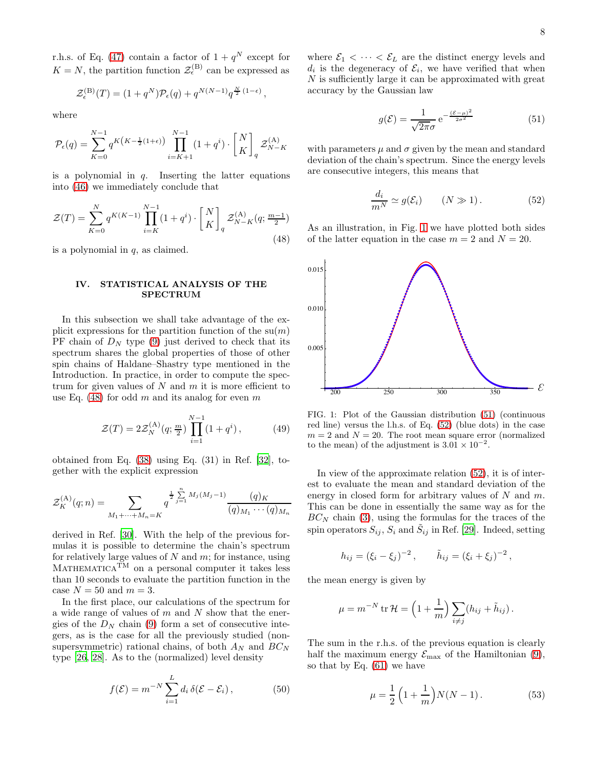r.h.s. of Eq. (47) contain a factor of $1+q^N$ except for $K=N$, the partition function $\mathcal{Z}_\epsilon^{(\mathrm{B})}$ can be expressed as

$$\mathcal{Z}_\epsilon^{(\mathrm{B})}(T) = (1+q^N)\mathcal{P}_\epsilon(q) + q^{N(N-1)}q^{\frac{N}{2}(1-\epsilon)}\,,$$

where

$$\mathcal{P}_\epsilon(q) = \sum_{K=0}^{N-1} q^{K\left(K-\frac{1}{2}(1+\epsilon)\right)} \prod_{i=K+1}^{N-1}(1+q^i)\cdot \begin{bmatrix} N \\ K \end{bmatrix}_q \mathcal{Z}_{N-K}^{(\mathrm{A})}$$

is a polynomial in $q$. Inserting the latter equations into (46) we immediately conclude that

$$\mathcal{Z}(T) = \sum_{K=0}^{N} q^{K(K-1)} \prod_{i=K}^{N-1}(1+q^i)\cdot \begin{bmatrix} N \\ K \end{bmatrix}_q \mathcal{Z}_{N-K}^{(\mathrm{A})}(q;\tfrac{m-1}{2}) \tag{48}$$

is a polynomial in $q$, as claimed.

## IV. STATISTICAL ANALYSIS OF THE SPECTRUM

In this subsection we shall take advantage of the explicit expressions for the partition function of the su($m$) PF chain of $D_N$ type (9) just derived to check that its spectrum shares the global properties of those of other spin chains of Haldane–Shastry type mentioned in the Introduction. In practice, in order to compute the spectrum for given values of $N$ and $m$ it is more efficient to use Eq. (48) for odd $m$ and its analog for even $m$

$$\mathcal{Z}(T) = 2\mathcal{Z}_N^{(\mathrm{A})}(q;\tfrac{m}{2})\prod_{i=1}^{N-1}(1+q^i)\,, \tag{49}$$

obtained from Eq. (38) using Eq. (31) in Ref. [32], together with the explicit expression

$$\mathcal{Z}_K^{(\mathrm{A})}(q;n) = \sum_{M_1+\cdots+M_n=K} q^{\frac{1}{2}\sum_{j=1}^{n}M_j(M_j-1)}\frac{(q)_K}{(q)_{M_1}\cdots(q)_{M_n}}$$

derived in Ref. [30]. With the help of the previous formulas it is possible to determine the chain's spectrum for relatively large values of $N$ and $m$; for instance, using MATHEMATICA™ on a personal computer it takes less than 10 seconds to evaluate the partition function in the case $N=50$ and $m=3$.

In the first place, our calculations of the spectrum for a wide range of values of $m$ and $N$ show that the energies of the $D_N$ chain (9) form a set of consecutive integers, as is the case for all the previously studied (non-supersymmetric) rational chains, of both $A_N$ and $BC_N$ type [26, 28]. As to the (normalized) level density

$$f(\mathcal{E}) = m^{-N}\sum_{i=1}^{L} d_i\,\delta(\mathcal{E}-\mathcal{E}_i)\,, \tag{50}$$

where $\mathcal{E}_1<\cdots<\mathcal{E}_L$ are the distinct energy levels and $d_i$ is the degeneracy of $\mathcal{E}_i$, we have verified that when $N$ is sufficiently large it can be approximated with great accuracy by the Gaussian law

$$g(\mathcal{E}) = \frac{1}{\sqrt{2\pi}\sigma}\,\mathrm{e}^{-\frac{(\mathcal{E}-\mu)^2}{2\sigma^2}} \tag{51}$$

with parameters $\mu$ and $\sigma$ given by the mean and standard deviation of the chain's spectrum. Since the energy levels are consecutive integers, this means that

$$\frac{d_i}{m^N} \simeq g(\mathcal{E}_i) \qquad (N\gg 1)\,. \tag{52}$$

As an illustration, in Fig. 1 we have plotted both sides of the latter equation in the case $m=2$ and $N=20$.

FIG. 1: Plot of the Gaussian distribution (51) (continuous red line) versus the l.h.s. of Eq. (52) (blue dots) in the case $m=2$ and $N=20$. The root mean square error (normalized to the mean) of the adjustment is $3.01\times 10^{-2}$.

In view of the approximate relation (52), it is of interest to evaluate the mean and standard deviation of the energy in closed form for arbitrary values of $N$ and $m$. This can be done in essentially the same way as for the $BC_N$ chain (3), using the formulas for the traces of the spin operators $S_{ij}$, $S_i$ and $\tilde{S}_{ij}$ in Ref. [29]. Indeed, setting

$$h_{ij} = (\xi_i-\xi_j)^{-2}\,,\qquad \tilde{h}_{ij} = (\xi_i+\xi_j)^{-2}\,,$$

the mean energy is given by

$$\mu = m^{-N}\operatorname{tr}\mathcal{H} = \Big(1+\frac{1}{m}\Big)\sum_{i\neq j}(h_{ij}+\tilde{h}_{ij})\,.$$

The sum in the r.h.s. of the previous equation is clearly half the maximum energy $\mathcal{E}_{\max}$ of the Hamiltonian (9), so that by Eq. (61) we have

$$\mu = \frac{1}{2}\Big(1+\frac{1}{m}\Big)N(N-1)\,. \tag{53}$$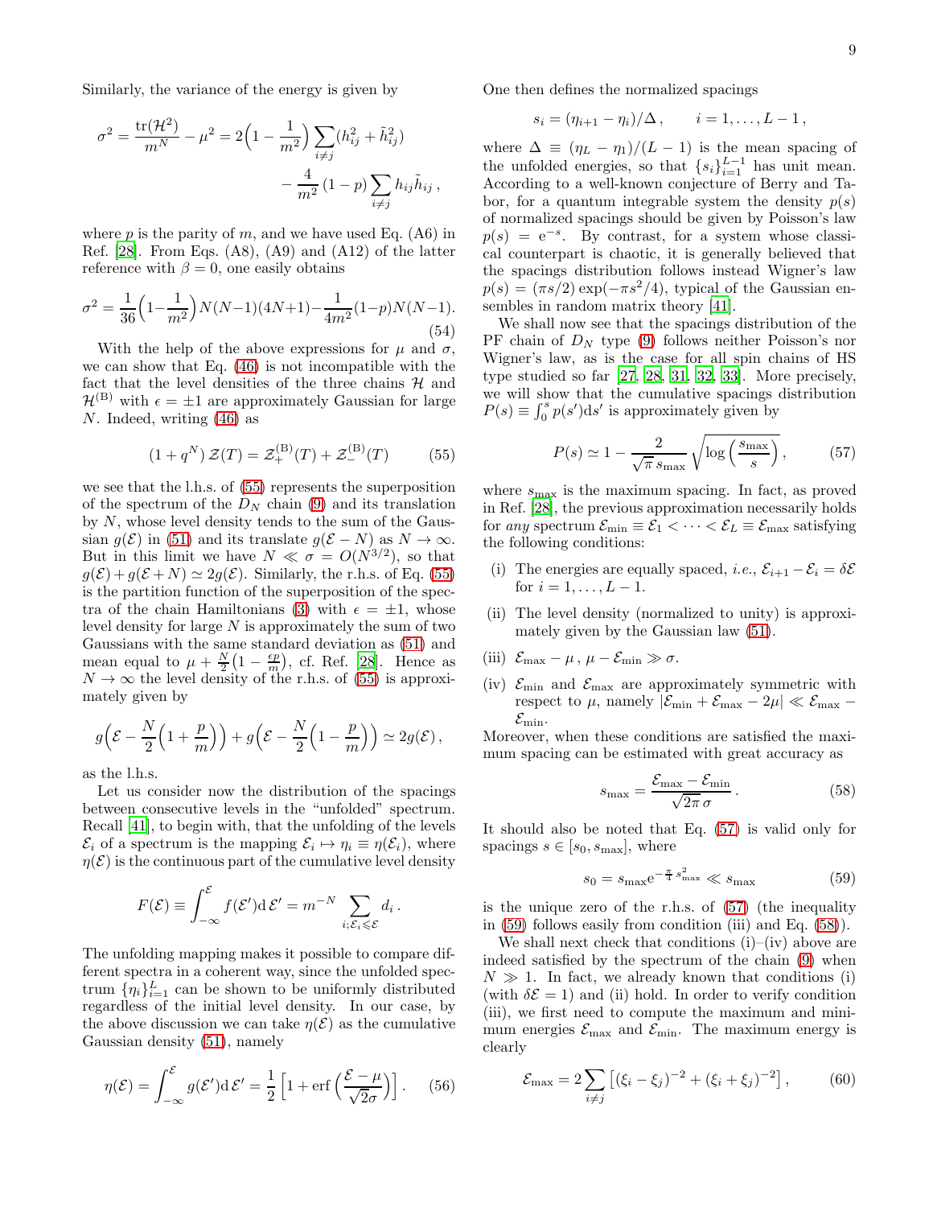Similarly, the variance of the energy is given by

$$\sigma^2 = \frac{\mathrm{tr}(\mathcal{H}^2)}{m^N} - \mu^2 = 2\Big(1-\frac{1}{m^2}\Big)\sum_{i\neq j}(h_{ij}^2+\tilde{h}_{ij}^2) - \frac{4}{m^2}(1-p)\sum_{i\neq j}h_{ij}\tilde{h}_{ij}\,,$$

where $p$ is the parity of $m$, and we have used Eq. (A6) in Ref. [28]. From Eqs. (A8), (A9) and (A12) of the latter reference with $\beta=0$, one easily obtains

$$\sigma^2 = \frac{1}{36}\Big(1-\frac{1}{m^2}\Big)N(N-1)(4N+1) - \frac{1}{4m^2}(1-p)N(N-1). \tag{54}$$

With the help of the above expressions for $\mu$ and $\sigma$, we can show that Eq. (46) is not incompatible with the fact that the level densities of the three chains $\mathcal{H}$ and $\mathcal{H}^{(\mathrm{B})}$ with $\epsilon=\pm1$ are approximately Gaussian for large $N$. Indeed, writing (46) as

$$(1+q^N)\,\mathcal{Z}(T) = \mathcal{Z}_+^{(\mathrm{B})}(T) + \mathcal{Z}_-^{(\mathrm{B})}(T) \tag{55}$$

we see that the l.h.s. of (55) represents the superposition of the spectrum of the $D_N$ chain (9) and its translation by $N$, whose level density tends to the sum of the Gaussian $g(\mathcal{E})$ in (51) and its translate $g(\mathcal{E}-N)$ as $N\to\infty$. But in this limit we have $N \ll \sigma = O(N^{3/2})$, so that $g(\mathcal{E})+g(\mathcal{E}+N)\simeq 2g(\mathcal{E})$. Similarly, the r.h.s. of Eq. (55) is the partition function of the superposition of the spectra of the chain Hamiltonians (3) with $\epsilon=\pm1$, whose level density for large $N$ is approximately the sum of two Gaussians with the same standard deviation as (51) and mean equal to $\mu+\frac{N}{2}\big(1-\frac{\epsilon p}{m}\big)$, cf. Ref. [28]. Hence as $N\to\infty$ the level density of the r.h.s. of (55) is approximately given by

$$g\Big(\mathcal{E}-\frac{N}{2}\Big(1+\frac{p}{m}\Big)\Big) + g\Big(\mathcal{E}-\frac{N}{2}\Big(1-\frac{p}{m}\Big)\Big) \simeq 2g(\mathcal{E})\,,$$

as the l.h.s.

Let us consider now the distribution of the spacings between consecutive levels in the "unfolded" spectrum. Recall [41], to begin with, that the unfolding of the levels $\mathcal{E}_i$ of a spectrum is the mapping $\mathcal{E}_i \mapsto \eta_i \equiv \eta(\mathcal{E}_i)$, where $\eta(\mathcal{E})$ is the continuous part of the cumulative level density

$$F(\mathcal{E}) \equiv \int_{-\infty}^{\mathcal{E}} f(\mathcal{E}')\,\mathrm{d}\,\mathcal{E}' = m^{-N}\sum_{i;\mathcal{E}_i\leqslant\mathcal{E}} d_i\,.$$

The unfolding mapping makes it possible to compare different spectra in a coherent way, since the unfolded spectrum $\{\eta_i\}_{i=1}^L$ can be shown to be uniformly distributed regardless of the initial level density. In our case, by the above discussion we can take $\eta(\mathcal{E})$ as the cumulative Gaussian density (51), namely

$$\eta(\mathcal{E}) = \int_{-\infty}^{\mathcal{E}} g(\mathcal{E}')\,\mathrm{d}\,\mathcal{E}' = \frac{1}{2}\Big[1+\mathrm{erf}\Big(\frac{\mathcal{E}-\mu}{\sqrt{2}\sigma}\Big)\Big]\,. \tag{56}$$

One then defines the normalized spacings

$$s_i = (\eta_{i+1}-\eta_i)/\Delta\,,\qquad i=1,\dots,L-1\,,$$

where $\Delta \equiv (\eta_L-\eta_1)/(L-1)$ is the mean spacing of the unfolded energies, so that $\{s_i\}_{i=1}^{L-1}$ has unit mean. According to a well-known conjecture of Berry and Tabor, for a quantum integrable system the density $p(s)$ of normalized spacings should be given by Poisson's law $p(s)=\mathrm{e}^{-s}$. By contrast, for a system whose classical counterpart is chaotic, it is generally believed that the spacings distribution follows instead Wigner's law $p(s)=(\pi s/2)\exp(-\pi s^2/4)$, typical of the Gaussian ensembles in random matrix theory [41].

We shall now see that the spacings distribution of the PF chain of $D_N$ type (9) follows neither Poisson's nor Wigner's law, as is the case for all spin chains of HS type studied so far [27, 28, 31, 32, 33]. More precisely, we will show that the cumulative spacings distribution $P(s)\equiv\int_0^s p(s')\mathrm{d}s'$ is approximately given by

$$P(s) \simeq 1 - \frac{2}{\sqrt{\pi}\,s_{\max}}\sqrt{\log\Big(\frac{s_{\max}}{s}\Big)}\,, \tag{57}$$

where $s_{\max}$ is the maximum spacing. In fact, as proved in Ref. [28], the previous approximation necessarily holds for *any* spectrum $\mathcal{E}_{\min}\equiv\mathcal{E}_1<\dots<\mathcal{E}_L\equiv\mathcal{E}_{\max}$ satisfying the following conditions:

(i) The energies are equally spaced, *i.e.*, $\mathcal{E}_{i+1}-\mathcal{E}_i=\delta\mathcal{E}$ for $i=1,\dots,L-1$.

(ii) The level density (normalized to unity) is approximately given by the Gaussian law (51).

(iii) $\mathcal{E}_{\max}-\mu\,,\ \mu-\mathcal{E}_{\min}\gg\sigma$.

(iv) $\mathcal{E}_{\min}$ and $\mathcal{E}_{\max}$ are approximately symmetric with respect to $\mu$, namely $|\mathcal{E}_{\min}+\mathcal{E}_{\max}-2\mu|\ll\mathcal{E}_{\max}-\mathcal{E}_{\min}$.

Moreover, when these conditions are satisfied the maximum spacing can be estimated with great accuracy as

$$s_{\max} = \frac{\mathcal{E}_{\max}-\mathcal{E}_{\min}}{\sqrt{2\pi}\,\sigma}\,. \tag{58}$$

It should also be noted that Eq. (57) is valid only for spacings $s\in[s_0,s_{\max}]$, where

$$s_0 = s_{\max}\mathrm{e}^{-\frac{\pi}{4}s_{\max}^2} \ll s_{\max} \tag{59}$$

is the unique zero of the r.h.s. of (57) (the inequality in (59) follows easily from condition (iii) and Eq. (58)).

We shall next check that conditions (i)–(iv) above are indeed satisfied by the spectrum of the chain (9) when $N\gg1$. In fact, we already known that conditions (i) (with $\delta\mathcal{E}=1$) and (ii) hold. In order to verify condition (iii), we first need to compute the maximum and minimum energies $\mathcal{E}_{\max}$ and $\mathcal{E}_{\min}$. The maximum energy is clearly

$$\mathcal{E}_{\max} = 2\sum_{i\neq j}\big[(\xi_i-\xi_j)^{-2}+(\xi_i+\xi_j)^{-2}\big]\,, \tag{60}$$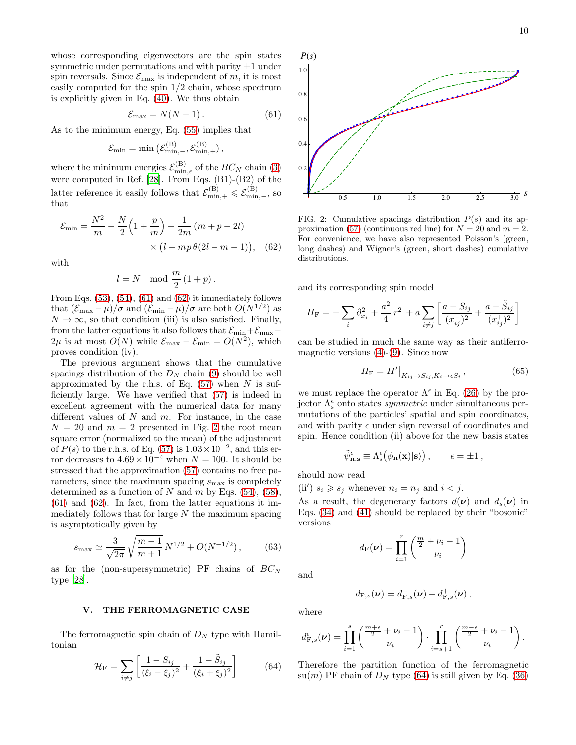whose corresponding eigenvectors are the spin states symmetric under permutations and with parity $\pm1$ under spin reversals. Since $\mathcal{E}_{\max}$ is independent of $m$, it is most easily computed for the spin 1/2 chain, whose spectrum is explicitly given in Eq. (40). We thus obtain

$$\mathcal{E}_{\max} = N(N-1)\,. \tag{61}$$

As to the minimum energy, Eq. (55) implies that

$$\mathcal{E}_{\min} = \min\big(\mathcal{E}^{(\mathrm{B})}_{\min,-}, \mathcal{E}^{(\mathrm{B})}_{\min,+}\big),$$

where the minimum energies $\mathcal{E}^{(\mathrm{B})}_{\min,\epsilon}$ of the $BC_N$ chain (3) were computed in Ref. [28]. From Eqs. (B1)-(B2) of the latter reference it easily follows that $\mathcal{E}^{(\mathrm{B})}_{\min,+} \leqslant \mathcal{E}^{(\mathrm{B})}_{\min,-}$, so that

$$\mathcal{E}_{\min} = \frac{N^2}{m} - \frac{N}{2}\Big(1+\frac{p}{m}\Big) + \frac{1}{2m}\,(m+p-2l) \times \big(l - mp\,\theta(2l-m-1)\big), \tag{62}$$

with

$$l = N \mod \frac{m}{2}\,(1+p)\,.$$

From Eqs. (53), (54), (61) and (62) it immediately follows that $(\mathcal{E}_{\max}-\mu)/\sigma$ and $(\mathcal{E}_{\min}-\mu)/\sigma$ are both $O(N^{1/2})$ as $N\to\infty$, so that condition (iii) is also satisfied. Finally, from the latter equations it also follows that $\mathcal{E}_{\min}+\mathcal{E}_{\max}-2\mu$ is at most $O(N)$ while $\mathcal{E}_{\max}-\mathcal{E}_{\min}=O(N^2)$, which proves condition (iv).

The previous argument shows that the cumulative spacings distribution of the $D_N$ chain (9) should be well approximated by the r.h.s. of Eq. (57) when $N$ is sufficiently large. We have verified that (57) is indeed in excellent agreement with the numerical data for many different values of $N$ and $m$. For instance, in the case $N=20$ and $m=2$ presented in Fig. 2 the root mean square error (normalized to the mean) of the adjustment of $P(s)$ to the r.h.s. of Eq. (57) is $1.03\times10^{-2}$, and this error decreases to $4.69\times10^{-4}$ when $N=100$. It should be stressed that the approximation (57) contains no free parameters, since the maximum spacing $s_{\max}$ is completely determined as a function of $N$ and $m$ by Eqs. (54), (58), (61) and (62). In fact, from the latter equations it immediately follows that for large $N$ the maximum spacing is asymptotically given by

$$s_{\max} \simeq \frac{3}{\sqrt{2\pi}}\sqrt{\frac{m-1}{m+1}}\,N^{1/2} + O(N^{-1/2})\,, \tag{63}$$

as for the (non-supersymmetric) PF chains of $BC_N$ type [28].

FIG. 2: Cumulative spacings distribution $P(s)$ and its approximation (57) (continuous red line) for $N=20$ and $m=2$. For convenience, we have also represented Poisson's (green, long dashes) and Wigner's (green, short dashes) cumulative distributions.

## V. THE FERROMAGNETIC CASE

The ferromagnetic spin chain of $D_N$ type with Hamiltonian

$$\mathcal{H}_{\mathrm{F}} = \sum_{i\neq j}\left[\frac{1-S_{ij}}{(\xi_i-\xi_j)^2} + \frac{1-\tilde{S}_{ij}}{(\xi_i+\xi_j)^2}\right] \tag{64}$$

and its corresponding spin model

$$H_{\mathrm{F}} = -\sum_i \partial_{x_i}^2 + \frac{a^2}{4}r^2 + a\sum_{i\neq j}\left[\frac{a-S_{ij}}{(x_{ij}^-)^2} + \frac{a-\tilde{S}_{ij}}{(x_{ij}^+)^2}\right]$$

can be studied in much the same way as their antiferromagnetic versions (4)-(9). Since now

$$H_{\mathrm{F}} = H'\big|_{K_{ij}\to S_{ij},\,K_i\to\epsilon S_i}\,, \tag{65}$$

we must replace the operator $\Lambda^\epsilon$ in Eq. (26) by the projector $\Lambda^\epsilon_{\mathrm{s}}$ onto states *symmetric* under simultaneous permutations of the particles' spatial and spin coordinates, and with parity $\epsilon$ under sign reversal of coordinates and spin. Hence condition (ii) above for the new basis states

$$\tilde{\psi}^\epsilon_{\mathbf{n},\mathbf{s}} \equiv \Lambda^\epsilon_{\mathrm{s}}\big(\phi_{\mathbf{n}}(\mathbf{x})|\mathbf{s}\rangle\big)\,,\qquad \epsilon=\pm1\,,$$

should now read

(ii′) $s_i \geqslant s_j$ whenever $n_i = n_j$ and $i<j$.

As a result, the degeneracy factors $d(\boldsymbol{\nu})$ and $d_s(\boldsymbol{\nu})$ in Eqs. (34) and (41) should be replaced by their "bosonic" versions

$$d_{\mathrm{F}}(\boldsymbol{\nu}) = \prod_{i=1}^{r}\binom{\frac{m}{2}+\nu_i-1}{\nu_i}$$

and

$$d_{\mathrm{F},s}(\boldsymbol{\nu}) = d^-_{\mathrm{F},s}(\boldsymbol{\nu}) + d^+_{\mathrm{F},s}(\boldsymbol{\nu})\,,$$

where

$$d^\epsilon_{\mathrm{F},s}(\boldsymbol{\nu}) = \prod_{i=1}^{s}\binom{\frac{m+\epsilon}{2}+\nu_i-1}{\nu_i}\cdot\prod_{i=s+1}^{r}\binom{\frac{m-\epsilon}{2}+\nu_i-1}{\nu_i}\,.$$

Therefore the partition function of the ferromagnetic su($m$) PF chain of $D_N$ type (64) is still given by Eq. (36)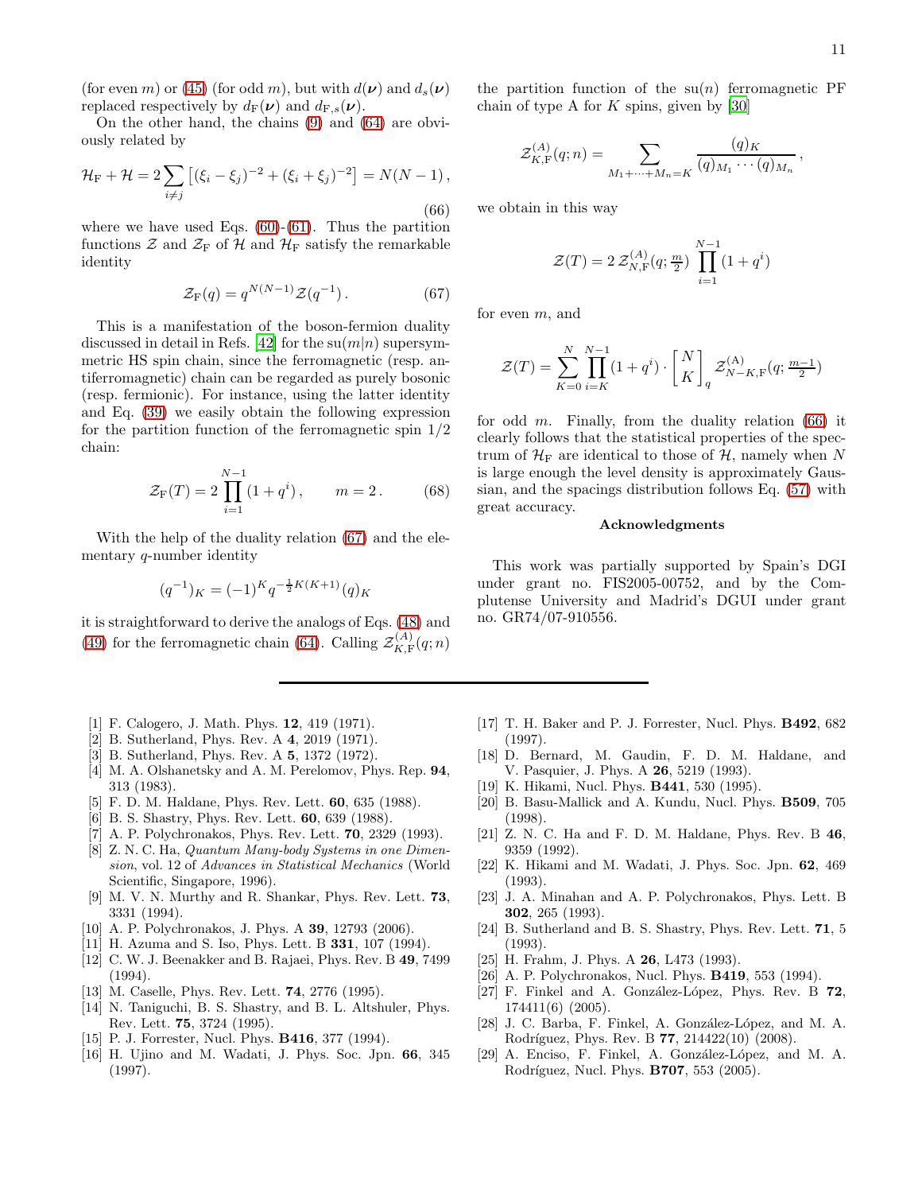(for even $m$) or (45) (for odd $m$), but with $d(\boldsymbol{\nu})$ and $d_s(\boldsymbol{\nu})$ replaced respectively by $d_{\rm F}(\boldsymbol{\nu})$ and $d_{{\rm F},s}(\boldsymbol{\nu})$.

On the other hand, the chains (9) and (64) are obviously related by

$$\mathcal{H}_{\rm F} + \mathcal{H} = 2\sum_{i\neq j}\big[(\xi_i-\xi_j)^{-2} + (\xi_i+\xi_j)^{-2}\big] = N(N-1)\,, \tag{66}$$

where we have used Eqs. (60)-(61). Thus the partition functions $\mathcal{Z}$ and $\mathcal{Z}_{\rm F}$ of $\mathcal{H}$ and $\mathcal{H}_{\rm F}$ satisfy the remarkable identity

$$\mathcal{Z}_{\rm F}(q) = q^{N(N-1)}\mathcal{Z}(q^{-1})\,. \tag{67}$$

This is a manifestation of the boson-fermion duality discussed in detail in Refs. [42] for the su$(m|n)$ supersymmetric HS spin chain, since the ferromagnetic (resp. antiferromagnetic) chain can be regarded as purely bosonic (resp. fermionic). For instance, using the latter identity and Eq. (39) we easily obtain the following expression for the partition function of the ferromagnetic spin 1/2 chain:

$$\mathcal{Z}_{\rm F}(T) = 2\prod_{i=1}^{N-1}(1+q^i)\,,\qquad m=2\,. \tag{68}$$

With the help of the duality relation (67) and the elementary $q$-number identity

$$(q^{-1})_K = (-1)^K q^{-\frac{1}{2}K(K+1)}(q)_K$$

it is straightforward to derive the analogs of Eqs. (48) and (49) for the ferromagnetic chain (64). Calling $\mathcal{Z}^{(A)}_{K,{\rm F}}(q;n)$ the partition function of the su$(n)$ ferromagnetic PF chain of type A for $K$ spins, given by [30]

$$\mathcal{Z}^{(A)}_{K,{\rm F}}(q;n) = \sum_{M_1+\cdots+M_n=K}\frac{(q)_K}{(q)_{M_1}\cdots(q)_{M_n}}\,,$$

we obtain in this way

$$\mathcal{Z}(T) = 2\,\mathcal{Z}^{(A)}_{N,{\rm F}}(q;\tfrac{m}{2})\prod_{i=1}^{N-1}(1+q^i)$$

for even $m$, and

$$\mathcal{Z}(T) = \sum_{K=0}^{N}\prod_{i=K}^{N-1}(1+q^i)\cdot\begin{bmatrix}N\\K\end{bmatrix}_q\mathcal{Z}^{(\rm A)}_{N-K,{\rm F}}(q;\tfrac{m-1}{2})$$

for odd $m$. Finally, from the duality relation (66) it clearly follows that the statistical properties of the spectrum of $\mathcal{H}_{\rm F}$ are identical to those of $\mathcal{H}$, namely when $N$ is large enough the level density is approximately Gaussian, and the spacings distribution follows Eq. (57) with great accuracy.

## Acknowledgments

This work was partially supported by Spain's DGI under grant no. FIS2005-00752, and by the Complutense University and Madrid's DGUI under grant no. GR74/07-910556.

---

[1] F. Calogero, J. Math. Phys. **12**, 419 (1971).
[2] B. Sutherland, Phys. Rev. A **4**, 2019 (1971).
[3] B. Sutherland, Phys. Rev. A **5**, 1372 (1972).
[4] M. A. Olshanetsky and A. M. Perelomov, Phys. Rep. **94**, 313 (1983).
[5] F. D. M. Haldane, Phys. Rev. Lett. **60**, 635 (1988).
[6] B. S. Shastry, Phys. Rev. Lett. **60**, 639 (1988).
[7] A. P. Polychronakos, Phys. Rev. Lett. **70**, 2329 (1993).
[8] Z. N. C. Ha, *Quantum Many-body Systems in one Dimension*, vol. 12 of *Advances in Statistical Mechanics* (World Scientific, Singapore, 1996).
[9] M. V. N. Murthy and R. Shankar, Phys. Rev. Lett. **73**, 3331 (1994).
[10] A. P. Polychronakos, J. Phys. A **39**, 12793 (2006).
[11] H. Azuma and S. Iso, Phys. Lett. B **331**, 107 (1994).
[12] C. W. J. Beenakker and B. Rajaei, Phys. Rev. B **49**, 7499 (1994).
[13] M. Caselle, Phys. Rev. Lett. **74**, 2776 (1995).
[14] N. Taniguchi, B. S. Shastry, and B. L. Altshuler, Phys. Rev. Lett. **75**, 3724 (1995).
[15] P. J. Forrester, Nucl. Phys. **B416**, 377 (1994).
[16] H. Ujino and M. Wadati, J. Phys. Soc. Jpn. **66**, 345 (1997).
[17] T. H. Baker and P. J. Forrester, Nucl. Phys. **B492**, 682 (1997).
[18] D. Bernard, M. Gaudin, F. D. M. Haldane, and V. Pasquier, J. Phys. A **26**, 5219 (1993).
[19] K. Hikami, Nucl. Phys. **B441**, 530 (1995).
[20] B. Basu-Mallick and A. Kundu, Nucl. Phys. **B509**, 705 (1998).
[21] Z. N. C. Ha and F. D. M. Haldane, Phys. Rev. B **46**, 9359 (1992).
[22] K. Hikami and M. Wadati, J. Phys. Soc. Jpn. **62**, 469 (1993).
[23] J. A. Minahan and A. P. Polychronakos, Phys. Lett. B **302**, 265 (1993).
[24] B. Sutherland and B. S. Shastry, Phys. Rev. Lett. **71**, 5 (1993).
[25] H. Frahm, J. Phys. A **26**, L473 (1993).
[26] A. P. Polychronakos, Nucl. Phys. **B419**, 553 (1994).
[27] F. Finkel and A. González-López, Phys. Rev. B **72**, 174411(6) (2005).
[28] J. C. Barba, F. Finkel, A. González-López, and M. A. Rodríguez, Phys. Rev. B **77**, 214422(10) (2008).
[29] A. Enciso, F. Finkel, A. González-López, and M. A. Rodríguez, Nucl. Phys. **B707**, 553 (2005).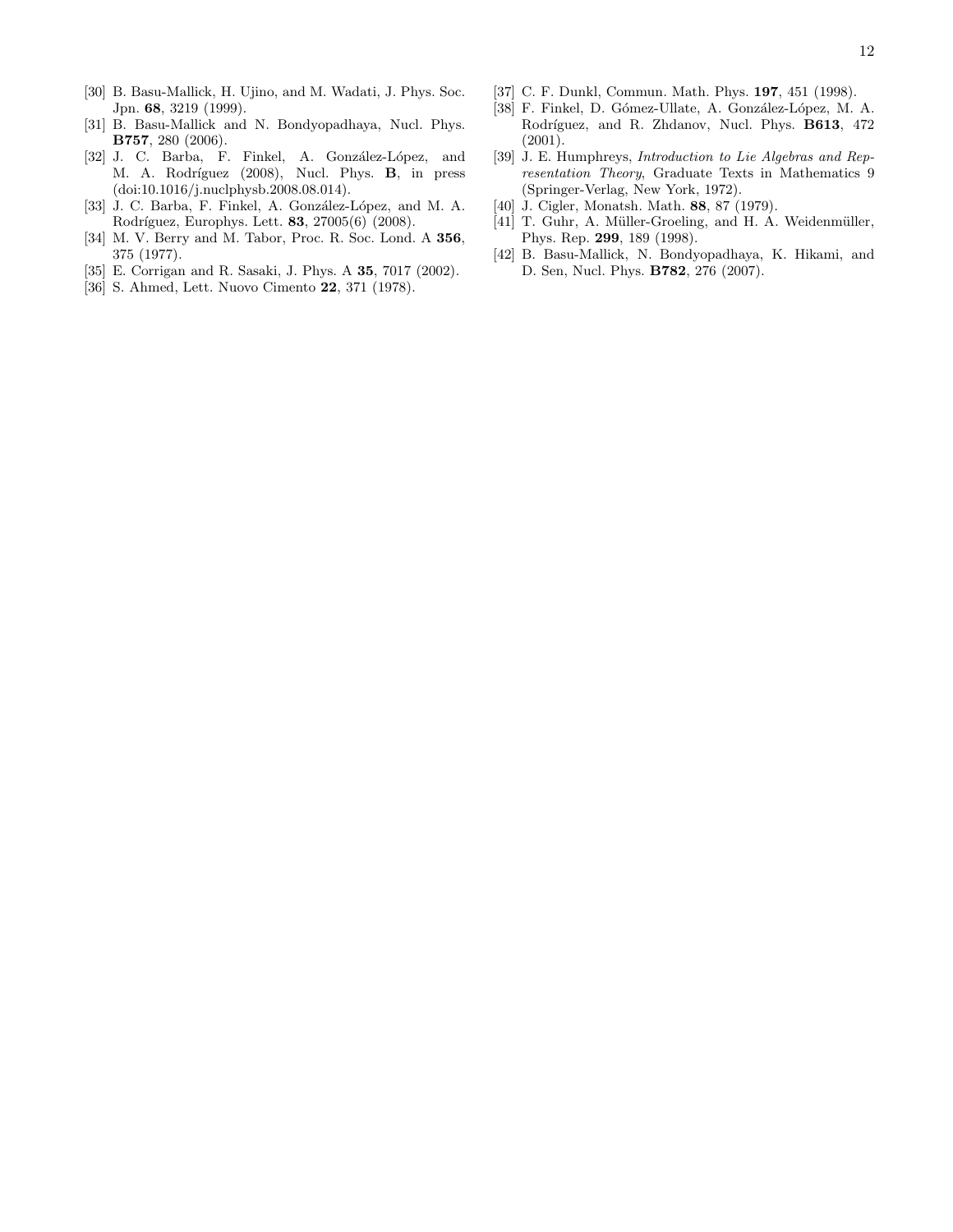[30] B. Basu-Mallick, H. Ujino, and M. Wadati, J. Phys. Soc. Jpn. **68**, 3219 (1999).

[31] B. Basu-Mallick and N. Bondyopadhaya, Nucl. Phys. **B757**, 280 (2006).

[32] J. C. Barba, F. Finkel, A. González-López, and M. A. Rodríguez (2008), Nucl. Phys. **B**, in press (doi:10.1016/j.nuclphysb.2008.08.014).

[33] J. C. Barba, F. Finkel, A. González-López, and M. A. Rodríguez, Europhys. Lett. **83**, 27005(6) (2008).

[34] M. V. Berry and M. Tabor, Proc. R. Soc. Lond. A **356**, 375 (1977).

[35] E. Corrigan and R. Sasaki, J. Phys. A **35**, 7017 (2002).

[36] S. Ahmed, Lett. Nuovo Cimento **22**, 371 (1978).

[37] C. F. Dunkl, Commun. Math. Phys. **197**, 451 (1998).

[38] F. Finkel, D. Gómez-Ullate, A. González-López, M. A. Rodríguez, and R. Zhdanov, Nucl. Phys. **B613**, 472 (2001).

[39] J. E. Humphreys, *Introduction to Lie Algebras and Representation Theory*, Graduate Texts in Mathematics 9 (Springer-Verlag, New York, 1972).

[40] J. Cigler, Monatsh. Math. **88**, 87 (1979).

[41] T. Guhr, A. Müller-Groeling, and H. A. Weidenmüller, Phys. Rep. **299**, 189 (1998).

[42] B. Basu-Mallick, N. Bondyopadhaya, K. Hikami, and D. Sen, Nucl. Phys. **B782**, 276 (2007).